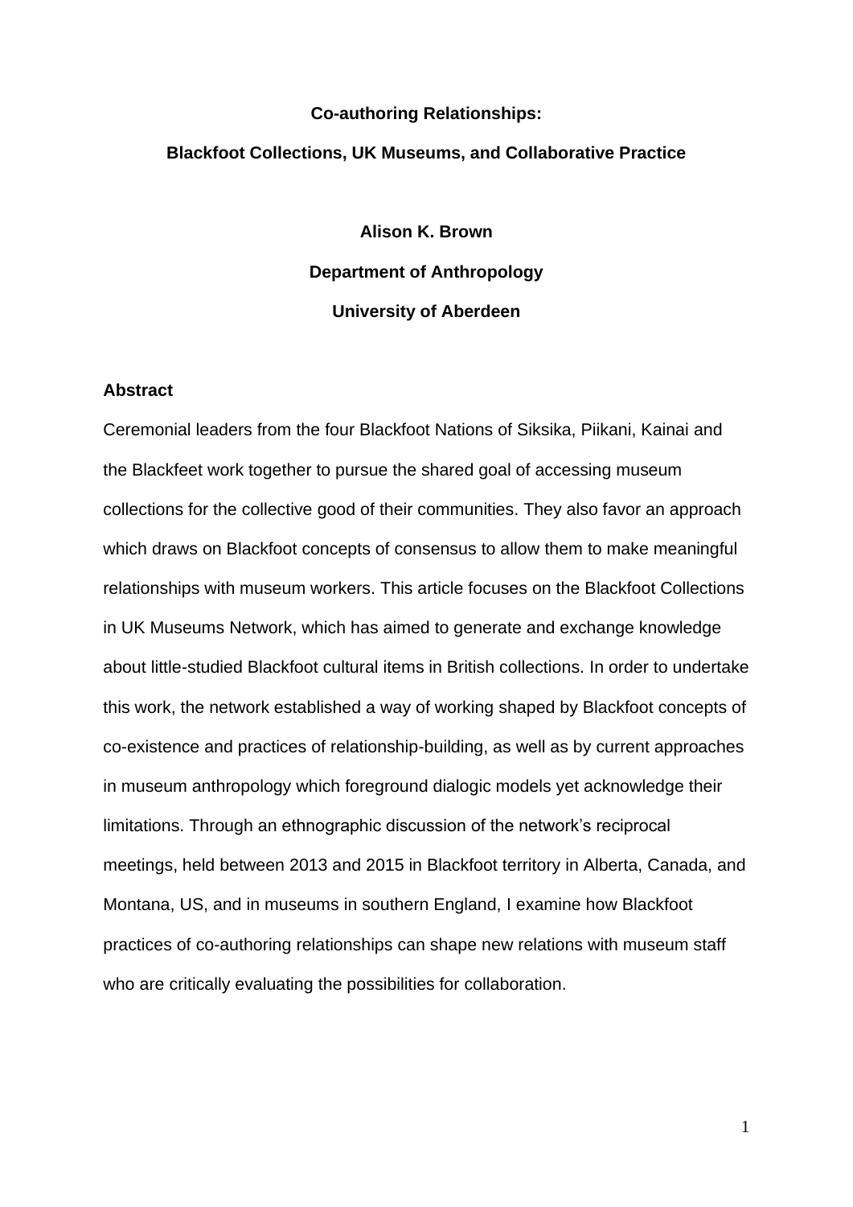# Co-authoring Relationships:

## Blackfoot Collections, UK Museums, and Collaborative Practice

**Alison K. Brown**

**Department of Anthropology**

**University of Aberdeen**

### Abstract

Ceremonial leaders from the four Blackfoot Nations of Siksika, Piikani, Kainai and the Blackfeet work together to pursue the shared goal of accessing museum collections for the collective good of their communities. They also favor an approach which draws on Blackfoot concepts of consensus to allow them to make meaningful relationships with museum workers. This article focuses on the Blackfoot Collections in UK Museums Network, which has aimed to generate and exchange knowledge about little-studied Blackfoot cultural items in British collections. In order to undertake this work, the network established a way of working shaped by Blackfoot concepts of co-existence and practices of relationship-building, as well as by current approaches in museum anthropology which foreground dialogic models yet acknowledge their limitations. Through an ethnographic discussion of the network's reciprocal meetings, held between 2013 and 2015 in Blackfoot territory in Alberta, Canada, and Montana, US, and in museums in southern England, I examine how Blackfoot practices of co-authoring relationships can shape new relations with museum staff who are critically evaluating the possibilities for collaboration.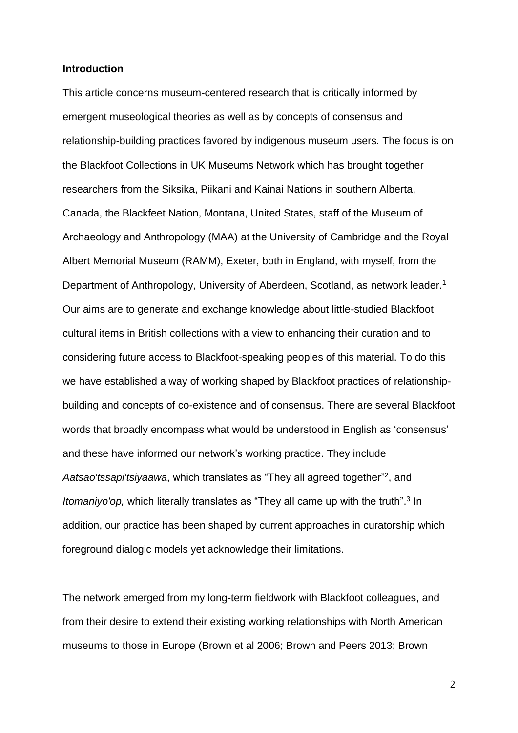**Introduction**

This article concerns museum-centered research that is critically informed by emergent museological theories as well as by concepts of consensus and relationship-building practices favored by indigenous museum users. The focus is on the Blackfoot Collections in UK Museums Network which has brought together researchers from the Siksika, Piikani and Kainai Nations in southern Alberta, Canada, the Blackfeet Nation, Montana, United States, staff of the Museum of Archaeology and Anthropology (MAA) at the University of Cambridge and the Royal Albert Memorial Museum (RAMM), Exeter, both in England, with myself, from the Department of Anthropology, University of Aberdeen, Scotland, as network leader.[1] Our aims are to generate and exchange knowledge about little-studied Blackfoot cultural items in British collections with a view to enhancing their curation and to considering future access to Blackfoot-speaking peoples of this material. To do this we have established a way of working shaped by Blackfoot practices of relationship-building and concepts of co-existence and of consensus. There are several Blackfoot words that broadly encompass what would be understood in English as 'consensus' and these have informed our network's working practice. They include *Aatsao'tssapi'tsiyaawa*, which translates as "They all agreed together"[2], and *Itomaniyo'op,* which literally translates as "They all came up with the truth".[3] In addition, our practice has been shaped by current approaches in curatorship which foreground dialogic models yet acknowledge their limitations.

The network emerged from my long-term fieldwork with Blackfoot colleagues, and from their desire to extend their existing working relationships with North American museums to those in Europe (Brown et al 2006; Brown and Peers 2013; Brown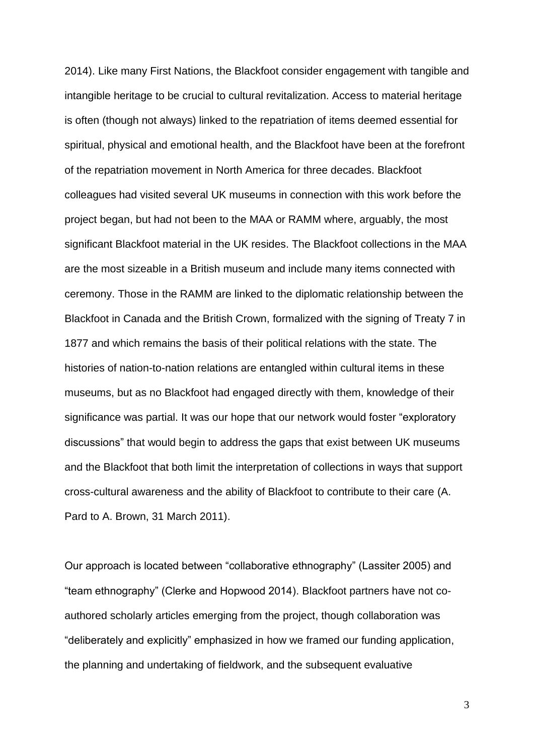2014). Like many First Nations, the Blackfoot consider engagement with tangible and intangible heritage to be crucial to cultural revitalization. Access to material heritage is often (though not always) linked to the repatriation of items deemed essential for spiritual, physical and emotional health, and the Blackfoot have been at the forefront of the repatriation movement in North America for three decades. Blackfoot colleagues had visited several UK museums in connection with this work before the project began, but had not been to the MAA or RAMM where, arguably, the most significant Blackfoot material in the UK resides. The Blackfoot collections in the MAA are the most sizeable in a British museum and include many items connected with ceremony. Those in the RAMM are linked to the diplomatic relationship between the Blackfoot in Canada and the British Crown, formalized with the signing of Treaty 7 in 1877 and which remains the basis of their political relations with the state. The histories of nation-to-nation relations are entangled within cultural items in these museums, but as no Blackfoot had engaged directly with them, knowledge of their significance was partial. It was our hope that our network would foster "exploratory discussions" that would begin to address the gaps that exist between UK museums and the Blackfoot that both limit the interpretation of collections in ways that support cross-cultural awareness and the ability of Blackfoot to contribute to their care (A. Pard to A. Brown, 31 March 2011).

Our approach is located between "collaborative ethnography" (Lassiter 2005) and "team ethnography" (Clerke and Hopwood 2014). Blackfoot partners have not co-authored scholarly articles emerging from the project, though collaboration was "deliberately and explicitly" emphasized in how we framed our funding application, the planning and undertaking of fieldwork, and the subsequent evaluative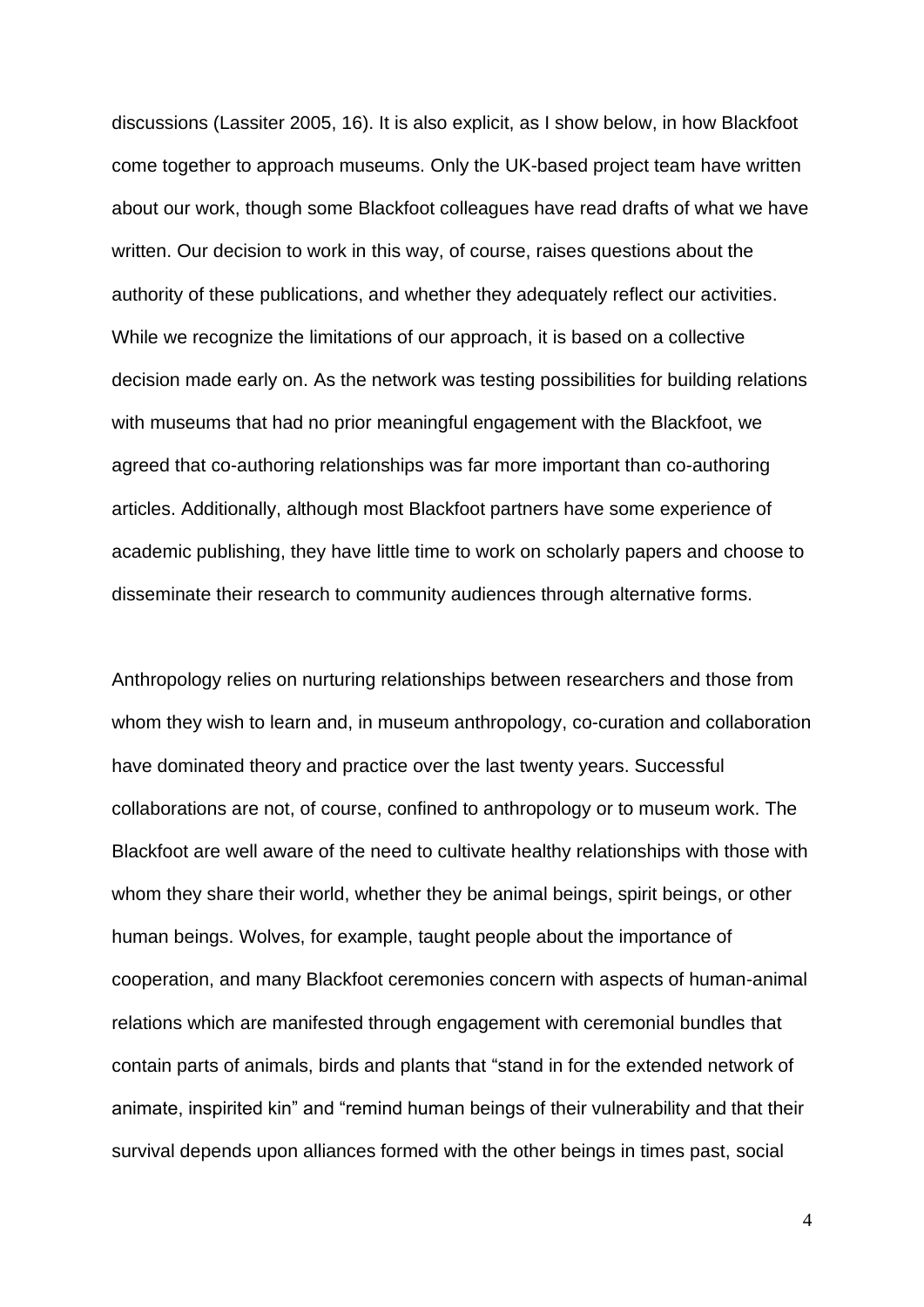discussions (Lassiter 2005, 16). It is also explicit, as I show below, in how Blackfoot come together to approach museums. Only the UK-based project team have written about our work, though some Blackfoot colleagues have read drafts of what we have written. Our decision to work in this way, of course, raises questions about the authority of these publications, and whether they adequately reflect our activities. While we recognize the limitations of our approach, it is based on a collective decision made early on. As the network was testing possibilities for building relations with museums that had no prior meaningful engagement with the Blackfoot, we agreed that co-authoring relationships was far more important than co-authoring articles. Additionally, although most Blackfoot partners have some experience of academic publishing, they have little time to work on scholarly papers and choose to disseminate their research to community audiences through alternative forms.

Anthropology relies on nurturing relationships between researchers and those from whom they wish to learn and, in museum anthropology, co-curation and collaboration have dominated theory and practice over the last twenty years. Successful collaborations are not, of course, confined to anthropology or to museum work. The Blackfoot are well aware of the need to cultivate healthy relationships with those with whom they share their world, whether they be animal beings, spirit beings, or other human beings. Wolves, for example, taught people about the importance of cooperation, and many Blackfoot ceremonies concern with aspects of human-animal relations which are manifested through engagement with ceremonial bundles that contain parts of animals, birds and plants that "stand in for the extended network of animate, inspirited kin" and "remind human beings of their vulnerability and that their survival depends upon alliances formed with the other beings in times past, social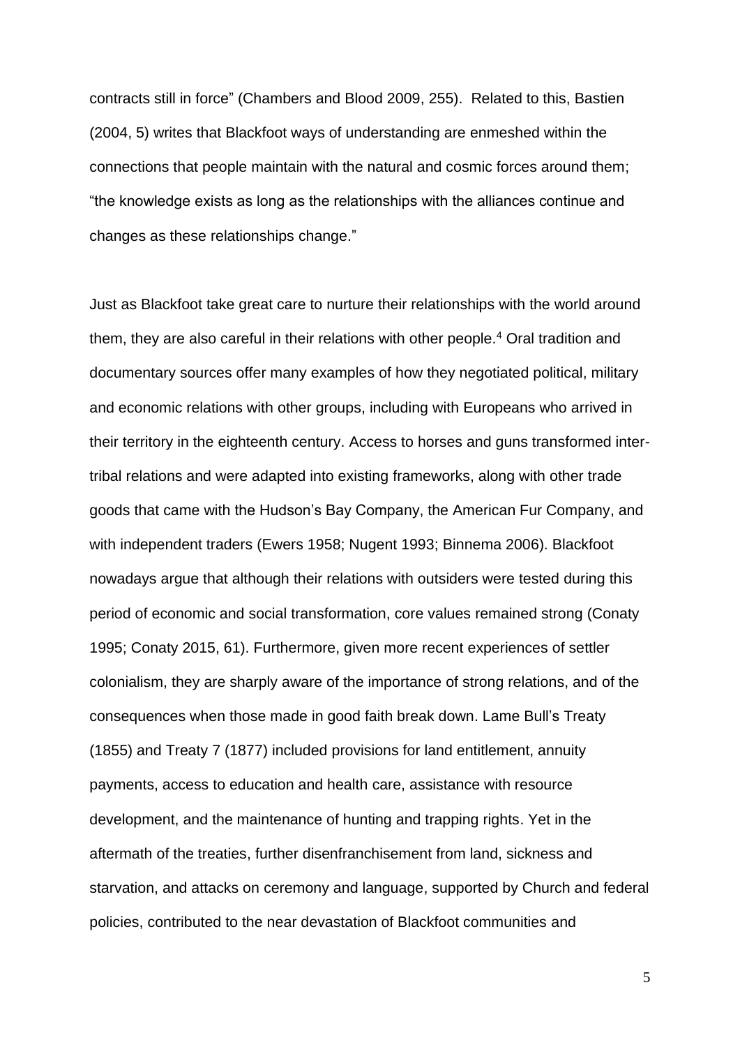contracts still in force" (Chambers and Blood 2009, 255). Related to this, Bastien (2004, 5) writes that Blackfoot ways of understanding are enmeshed within the connections that people maintain with the natural and cosmic forces around them; "the knowledge exists as long as the relationships with the alliances continue and changes as these relationships change."

Just as Blackfoot take great care to nurture their relationships with the world around them, they are also careful in their relations with other people.[4] Oral tradition and documentary sources offer many examples of how they negotiated political, military and economic relations with other groups, including with Europeans who arrived in their territory in the eighteenth century. Access to horses and guns transformed inter-tribal relations and were adapted into existing frameworks, along with other trade goods that came with the Hudson's Bay Company, the American Fur Company, and with independent traders (Ewers 1958; Nugent 1993; Binnema 2006). Blackfoot nowadays argue that although their relations with outsiders were tested during this period of economic and social transformation, core values remained strong (Conaty 1995; Conaty 2015, 61). Furthermore, given more recent experiences of settler colonialism, they are sharply aware of the importance of strong relations, and of the consequences when those made in good faith break down. Lame Bull's Treaty (1855) and Treaty 7 (1877) included provisions for land entitlement, annuity payments, access to education and health care, assistance with resource development, and the maintenance of hunting and trapping rights. Yet in the aftermath of the treaties, further disenfranchisement from land, sickness and starvation, and attacks on ceremony and language, supported by Church and federal policies, contributed to the near devastation of Blackfoot communities and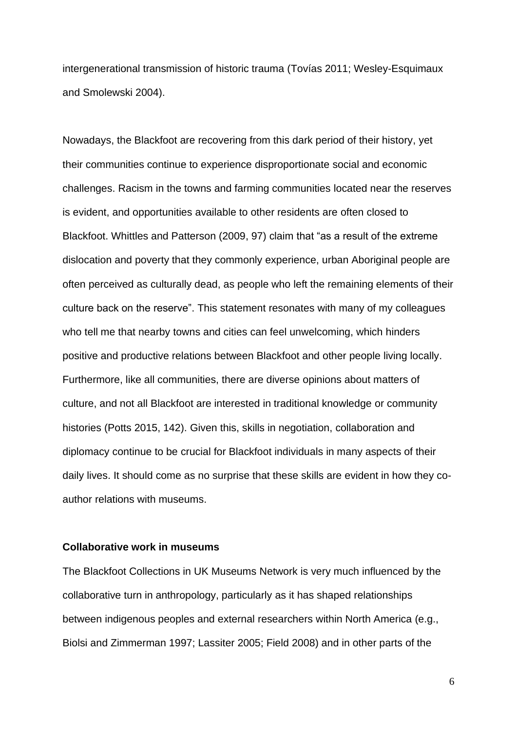intergenerational transmission of historic trauma (Tovías 2011; Wesley-Esquimaux and Smolewski 2004).

Nowadays, the Blackfoot are recovering from this dark period of their history, yet their communities continue to experience disproportionate social and economic challenges. Racism in the towns and farming communities located near the reserves is evident, and opportunities available to other residents are often closed to Blackfoot. Whittles and Patterson (2009, 97) claim that "as a result of the extreme dislocation and poverty that they commonly experience, urban Aboriginal people are often perceived as culturally dead, as people who left the remaining elements of their culture back on the reserve". This statement resonates with many of my colleagues who tell me that nearby towns and cities can feel unwelcoming, which hinders positive and productive relations between Blackfoot and other people living locally. Furthermore, like all communities, there are diverse opinions about matters of culture, and not all Blackfoot are interested in traditional knowledge or community histories (Potts 2015, 142). Given this, skills in negotiation, collaboration and diplomacy continue to be crucial for Blackfoot individuals in many aspects of their daily lives. It should come as no surprise that these skills are evident in how they co-author relations with museums.

**Collaborative work in museums**

The Blackfoot Collections in UK Museums Network is very much influenced by the collaborative turn in anthropology, particularly as it has shaped relationships between indigenous peoples and external researchers within North America (e.g., Biolsi and Zimmerman 1997; Lassiter 2005; Field 2008) and in other parts of the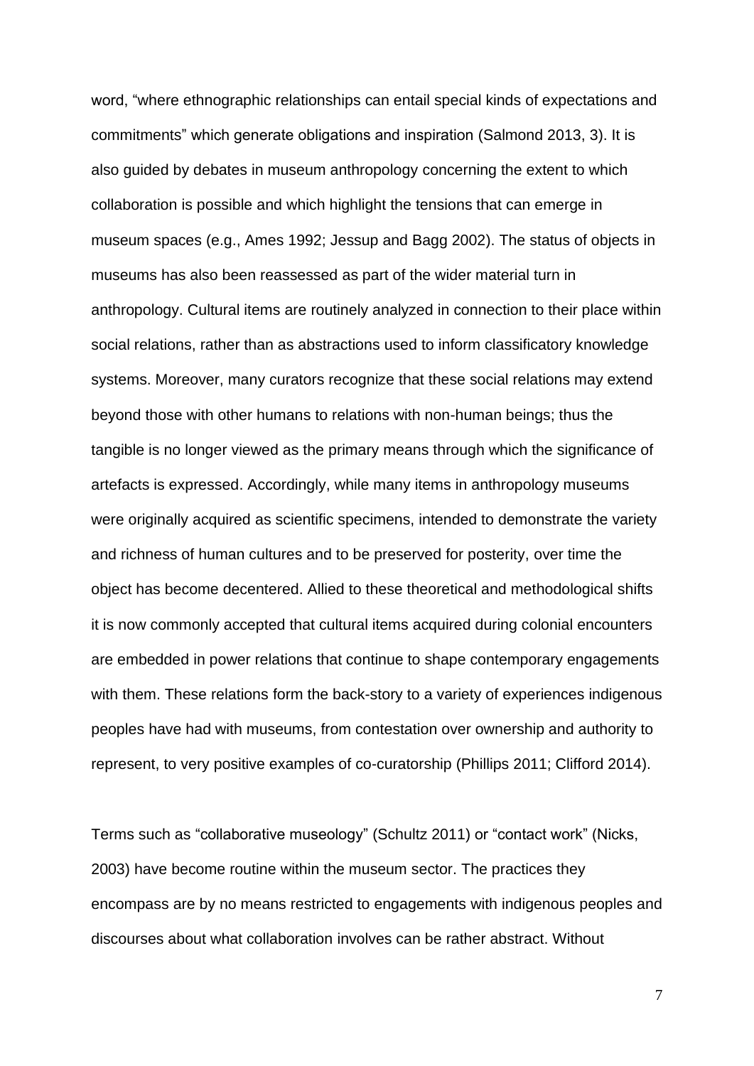word, “where ethnographic relationships can entail special kinds of expectations and commitments” which generate obligations and inspiration (Salmond 2013, 3). It is also guided by debates in museum anthropology concerning the extent to which collaboration is possible and which highlight the tensions that can emerge in museum spaces (e.g., Ames 1992; Jessup and Bagg 2002). The status of objects in museums has also been reassessed as part of the wider material turn in anthropology. Cultural items are routinely analyzed in connection to their place within social relations, rather than as abstractions used to inform classificatory knowledge systems. Moreover, many curators recognize that these social relations may extend beyond those with other humans to relations with non-human beings; thus the tangible is no longer viewed as the primary means through which the significance of artefacts is expressed. Accordingly, while many items in anthropology museums were originally acquired as scientific specimens, intended to demonstrate the variety and richness of human cultures and to be preserved for posterity, over time the object has become decentered. Allied to these theoretical and methodological shifts it is now commonly accepted that cultural items acquired during colonial encounters are embedded in power relations that continue to shape contemporary engagements with them. These relations form the back-story to a variety of experiences indigenous peoples have had with museums, from contestation over ownership and authority to represent, to very positive examples of co-curatorship (Phillips 2011; Clifford 2014).

Terms such as “collaborative museology” (Schultz 2011) or “contact work” (Nicks, 2003) have become routine within the museum sector. The practices they encompass are by no means restricted to engagements with indigenous peoples and discourses about what collaboration involves can be rather abstract. Without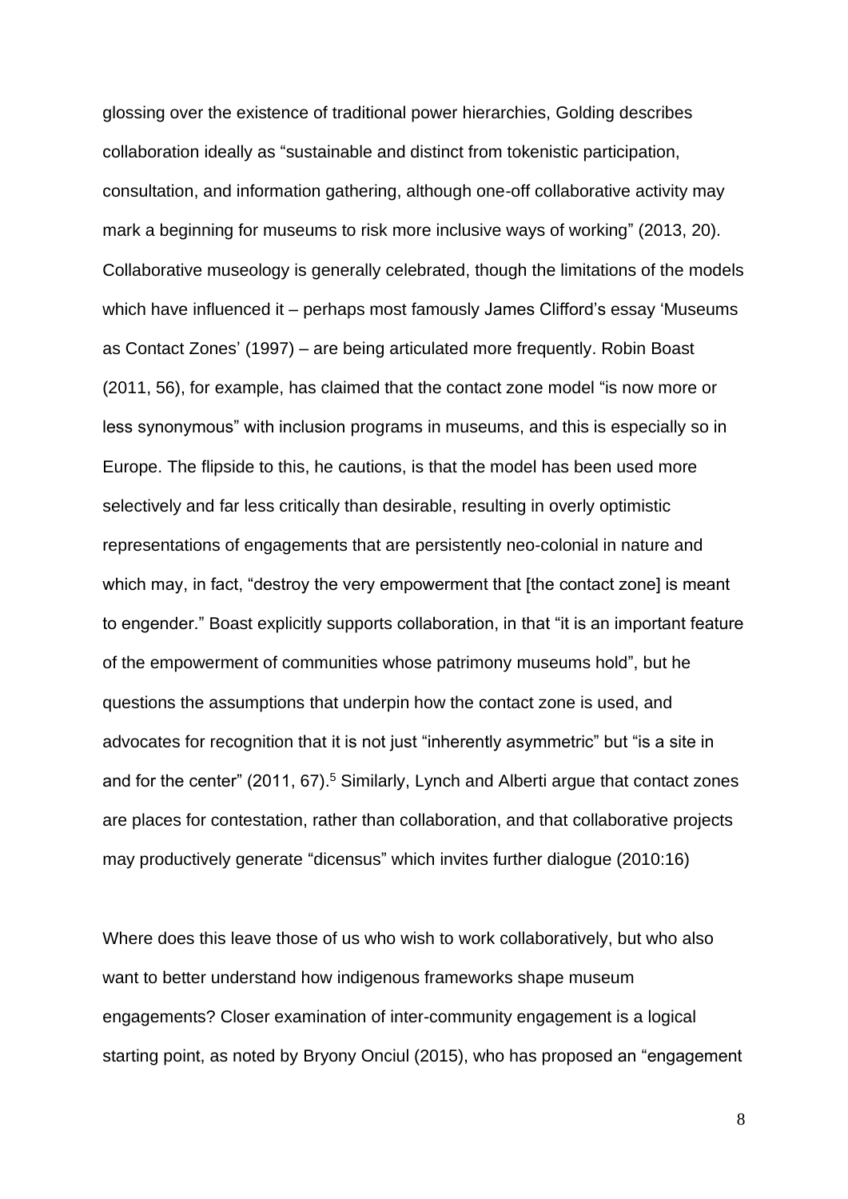glossing over the existence of traditional power hierarchies, Golding describes collaboration ideally as "sustainable and distinct from tokenistic participation, consultation, and information gathering, although one-off collaborative activity may mark a beginning for museums to risk more inclusive ways of working" (2013, 20). Collaborative museology is generally celebrated, though the limitations of the models which have influenced it – perhaps most famously James Clifford's essay 'Museums as Contact Zones' (1997) – are being articulated more frequently. Robin Boast (2011, 56), for example, has claimed that the contact zone model "is now more or less synonymous" with inclusion programs in museums, and this is especially so in Europe. The flipside to this, he cautions, is that the model has been used more selectively and far less critically than desirable, resulting in overly optimistic representations of engagements that are persistently neo-colonial in nature and which may, in fact, "destroy the very empowerment that [the contact zone] is meant to engender." Boast explicitly supports collaboration, in that "it is an important feature of the empowerment of communities whose patrimony museums hold", but he questions the assumptions that underpin how the contact zone is used, and advocates for recognition that it is not just "inherently asymmetric" but "is a site in and for the center" (2011, 67).[5] Similarly, Lynch and Alberti argue that contact zones are places for contestation, rather than collaboration, and that collaborative projects may productively generate "dicensus" which invites further dialogue (2010:16)

Where does this leave those of us who wish to work collaboratively, but who also want to better understand how indigenous frameworks shape museum engagements? Closer examination of inter-community engagement is a logical starting point, as noted by Bryony Onciul (2015), who has proposed an "engagement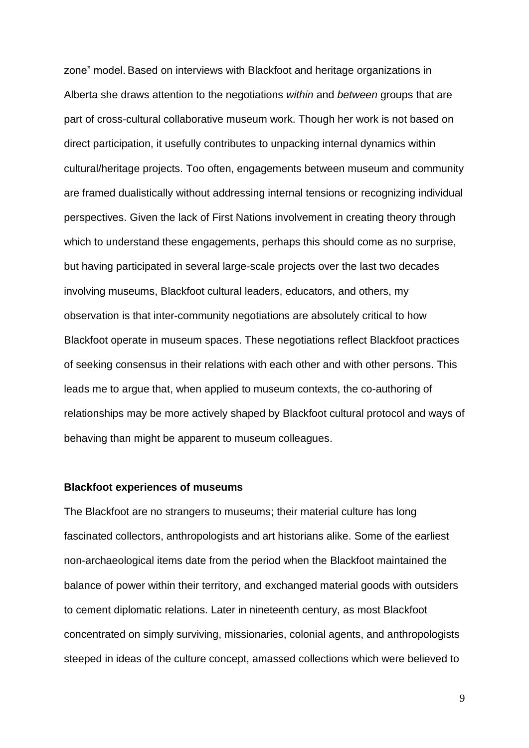zone" model. Based on interviews with Blackfoot and heritage organizations in Alberta she draws attention to the negotiations *within* and *between* groups that are part of cross-cultural collaborative museum work. Though her work is not based on direct participation, it usefully contributes to unpacking internal dynamics within cultural/heritage projects. Too often, engagements between museum and community are framed dualistically without addressing internal tensions or recognizing individual perspectives. Given the lack of First Nations involvement in creating theory through which to understand these engagements, perhaps this should come as no surprise, but having participated in several large-scale projects over the last two decades involving museums, Blackfoot cultural leaders, educators, and others, my observation is that inter-community negotiations are absolutely critical to how Blackfoot operate in museum spaces. These negotiations reflect Blackfoot practices of seeking consensus in their relations with each other and with other persons. This leads me to argue that, when applied to museum contexts, the co-authoring of relationships may be more actively shaped by Blackfoot cultural protocol and ways of behaving than might be apparent to museum colleagues.

**Blackfoot experiences of museums**

The Blackfoot are no strangers to museums; their material culture has long fascinated collectors, anthropologists and art historians alike. Some of the earliest non-archaeological items date from the period when the Blackfoot maintained the balance of power within their territory, and exchanged material goods with outsiders to cement diplomatic relations. Later in nineteenth century, as most Blackfoot concentrated on simply surviving, missionaries, colonial agents, and anthropologists steeped in ideas of the culture concept, amassed collections which were believed to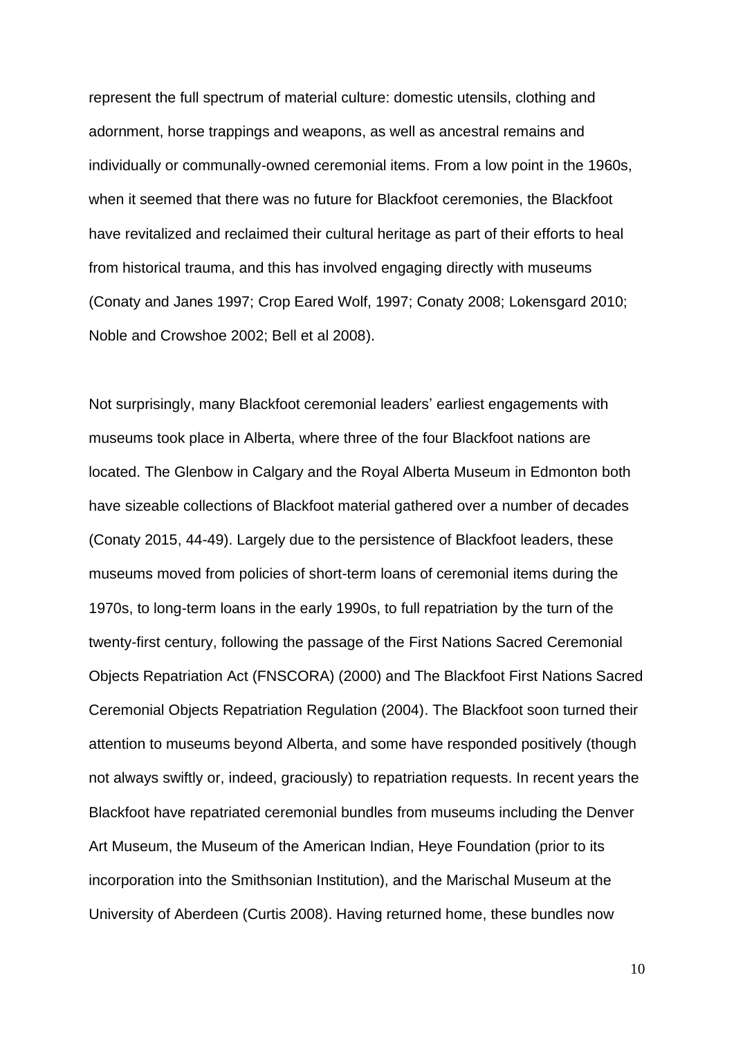represent the full spectrum of material culture: domestic utensils, clothing and adornment, horse trappings and weapons, as well as ancestral remains and individually or communally-owned ceremonial items. From a low point in the 1960s, when it seemed that there was no future for Blackfoot ceremonies, the Blackfoot have revitalized and reclaimed their cultural heritage as part of their efforts to heal from historical trauma, and this has involved engaging directly with museums (Conaty and Janes 1997; Crop Eared Wolf, 1997; Conaty 2008; Lokensgard 2010; Noble and Crowshoe 2002; Bell et al 2008).

Not surprisingly, many Blackfoot ceremonial leaders' earliest engagements with museums took place in Alberta, where three of the four Blackfoot nations are located. The Glenbow in Calgary and the Royal Alberta Museum in Edmonton both have sizeable collections of Blackfoot material gathered over a number of decades (Conaty 2015, 44-49). Largely due to the persistence of Blackfoot leaders, these museums moved from policies of short-term loans of ceremonial items during the 1970s, to long-term loans in the early 1990s, to full repatriation by the turn of the twenty-first century, following the passage of the First Nations Sacred Ceremonial Objects Repatriation Act (FNSCORA) (2000) and The Blackfoot First Nations Sacred Ceremonial Objects Repatriation Regulation (2004). The Blackfoot soon turned their attention to museums beyond Alberta, and some have responded positively (though not always swiftly or, indeed, graciously) to repatriation requests. In recent years the Blackfoot have repatriated ceremonial bundles from museums including the Denver Art Museum, the Museum of the American Indian, Heye Foundation (prior to its incorporation into the Smithsonian Institution), and the Marischal Museum at the University of Aberdeen (Curtis 2008). Having returned home, these bundles now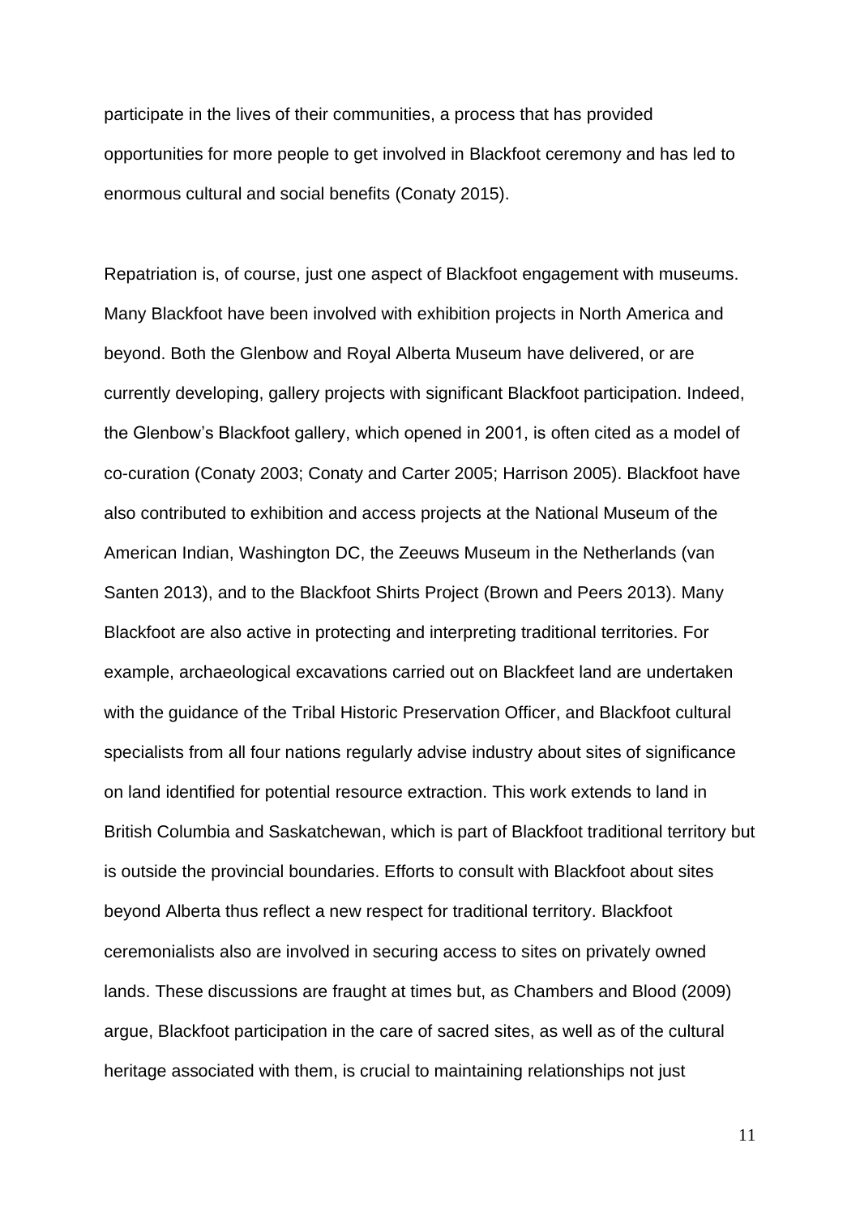participate in the lives of their communities, a process that has provided opportunities for more people to get involved in Blackfoot ceremony and has led to enormous cultural and social benefits (Conaty 2015).

Repatriation is, of course, just one aspect of Blackfoot engagement with museums. Many Blackfoot have been involved with exhibition projects in North America and beyond. Both the Glenbow and Royal Alberta Museum have delivered, or are currently developing, gallery projects with significant Blackfoot participation. Indeed, the Glenbow's Blackfoot gallery, which opened in 2001, is often cited as a model of co-curation (Conaty 2003; Conaty and Carter 2005; Harrison 2005). Blackfoot have also contributed to exhibition and access projects at the National Museum of the American Indian, Washington DC, the Zeeuws Museum in the Netherlands (van Santen 2013), and to the Blackfoot Shirts Project (Brown and Peers 2013). Many Blackfoot are also active in protecting and interpreting traditional territories. For example, archaeological excavations carried out on Blackfeet land are undertaken with the guidance of the Tribal Historic Preservation Officer, and Blackfoot cultural specialists from all four nations regularly advise industry about sites of significance on land identified for potential resource extraction. This work extends to land in British Columbia and Saskatchewan, which is part of Blackfoot traditional territory but is outside the provincial boundaries. Efforts to consult with Blackfoot about sites beyond Alberta thus reflect a new respect for traditional territory. Blackfoot ceremonialists also are involved in securing access to sites on privately owned lands. These discussions are fraught at times but, as Chambers and Blood (2009) argue, Blackfoot participation in the care of sacred sites, as well as of the cultural heritage associated with them, is crucial to maintaining relationships not just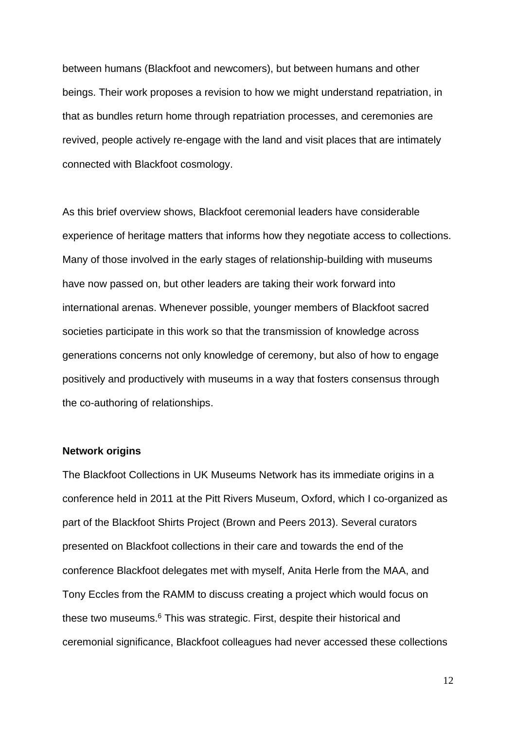between humans (Blackfoot and newcomers), but between humans and other beings. Their work proposes a revision to how we might understand repatriation, in that as bundles return home through repatriation processes, and ceremonies are revived, people actively re-engage with the land and visit places that are intimately connected with Blackfoot cosmology.

As this brief overview shows, Blackfoot ceremonial leaders have considerable experience of heritage matters that informs how they negotiate access to collections. Many of those involved in the early stages of relationship-building with museums have now passed on, but other leaders are taking their work forward into international arenas. Whenever possible, younger members of Blackfoot sacred societies participate in this work so that the transmission of knowledge across generations concerns not only knowledge of ceremony, but also of how to engage positively and productively with museums in a way that fosters consensus through the co-authoring of relationships.

**Network origins**

The Blackfoot Collections in UK Museums Network has its immediate origins in a conference held in 2011 at the Pitt Rivers Museum, Oxford, which I co-organized as part of the Blackfoot Shirts Project (Brown and Peers 2013). Several curators presented on Blackfoot collections in their care and towards the end of the conference Blackfoot delegates met with myself, Anita Herle from the MAA, and Tony Eccles from the RAMM to discuss creating a project which would focus on these two museums.[6] This was strategic. First, despite their historical and ceremonial significance, Blackfoot colleagues had never accessed these collections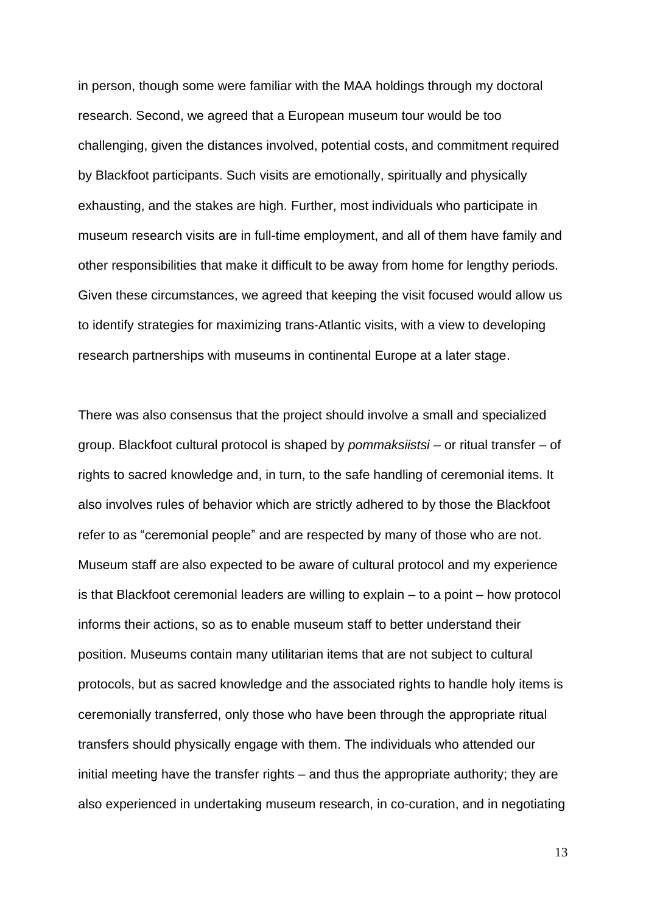in person, though some were familiar with the MAA holdings through my doctoral research. Second, we agreed that a European museum tour would be too challenging, given the distances involved, potential costs, and commitment required by Blackfoot participants. Such visits are emotionally, spiritually and physically exhausting, and the stakes are high. Further, most individuals who participate in museum research visits are in full-time employment, and all of them have family and other responsibilities that make it difficult to be away from home for lengthy periods. Given these circumstances, we agreed that keeping the visit focused would allow us to identify strategies for maximizing trans-Atlantic visits, with a view to developing research partnerships with museums in continental Europe at a later stage.

There was also consensus that the project should involve a small and specialized group. Blackfoot cultural protocol is shaped by *pommaksiistsi* – or ritual transfer – of rights to sacred knowledge and, in turn, to the safe handling of ceremonial items. It also involves rules of behavior which are strictly adhered to by those the Blackfoot refer to as "ceremonial people" and are respected by many of those who are not. Museum staff are also expected to be aware of cultural protocol and my experience is that Blackfoot ceremonial leaders are willing to explain – to a point – how protocol informs their actions, so as to enable museum staff to better understand their position. Museums contain many utilitarian items that are not subject to cultural protocols, but as sacred knowledge and the associated rights to handle holy items is ceremonially transferred, only those who have been through the appropriate ritual transfers should physically engage with them. The individuals who attended our initial meeting have the transfer rights – and thus the appropriate authority; they are also experienced in undertaking museum research, in co-curation, and in negotiating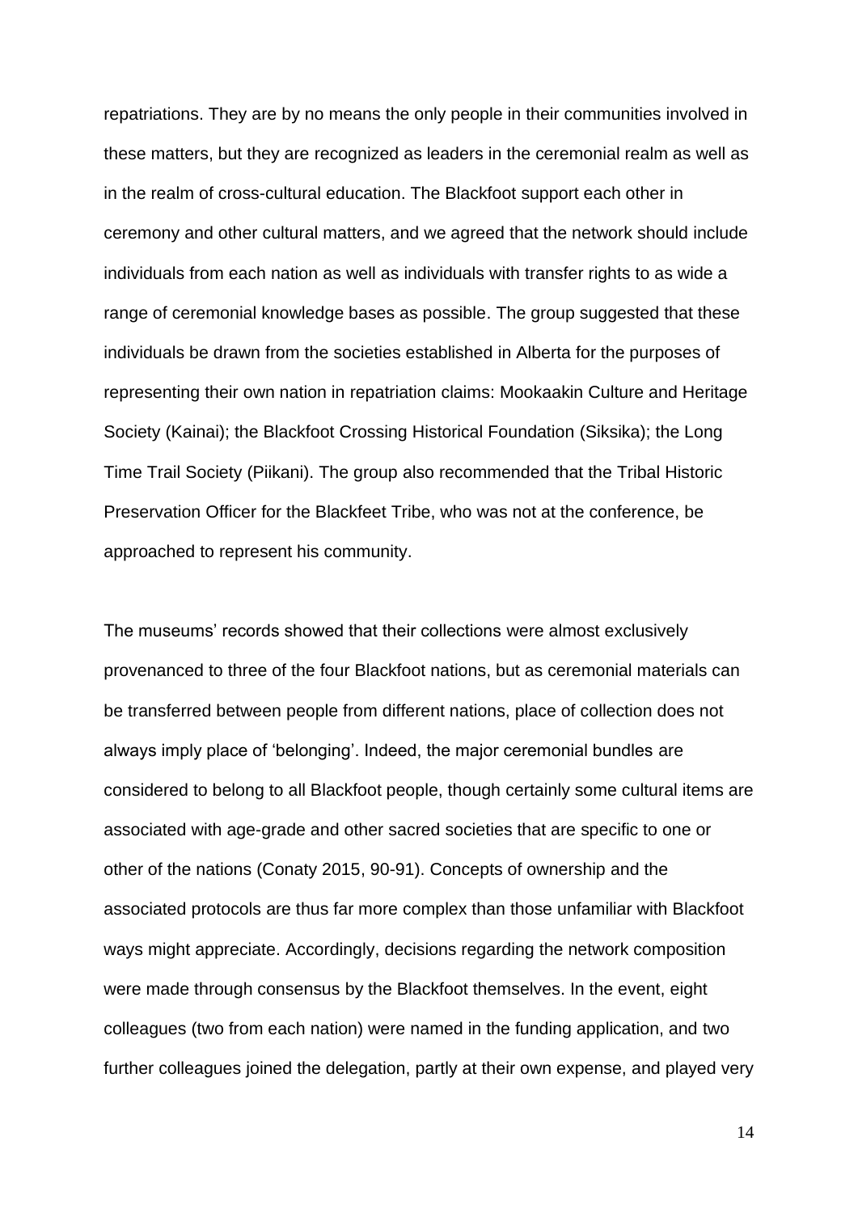repatriations. They are by no means the only people in their communities involved in these matters, but they are recognized as leaders in the ceremonial realm as well as in the realm of cross-cultural education. The Blackfoot support each other in ceremony and other cultural matters, and we agreed that the network should include individuals from each nation as well as individuals with transfer rights to as wide a range of ceremonial knowledge bases as possible. The group suggested that these individuals be drawn from the societies established in Alberta for the purposes of representing their own nation in repatriation claims: Mookaakin Culture and Heritage Society (Kainai); the Blackfoot Crossing Historical Foundation (Siksika); the Long Time Trail Society (Piikani). The group also recommended that the Tribal Historic Preservation Officer for the Blackfeet Tribe, who was not at the conference, be approached to represent his community.

The museums' records showed that their collections were almost exclusively provenanced to three of the four Blackfoot nations, but as ceremonial materials can be transferred between people from different nations, place of collection does not always imply place of 'belonging'. Indeed, the major ceremonial bundles are considered to belong to all Blackfoot people, though certainly some cultural items are associated with age-grade and other sacred societies that are specific to one or other of the nations (Conaty 2015, 90-91). Concepts of ownership and the associated protocols are thus far more complex than those unfamiliar with Blackfoot ways might appreciate. Accordingly, decisions regarding the network composition were made through consensus by the Blackfoot themselves. In the event, eight colleagues (two from each nation) were named in the funding application, and two further colleagues joined the delegation, partly at their own expense, and played very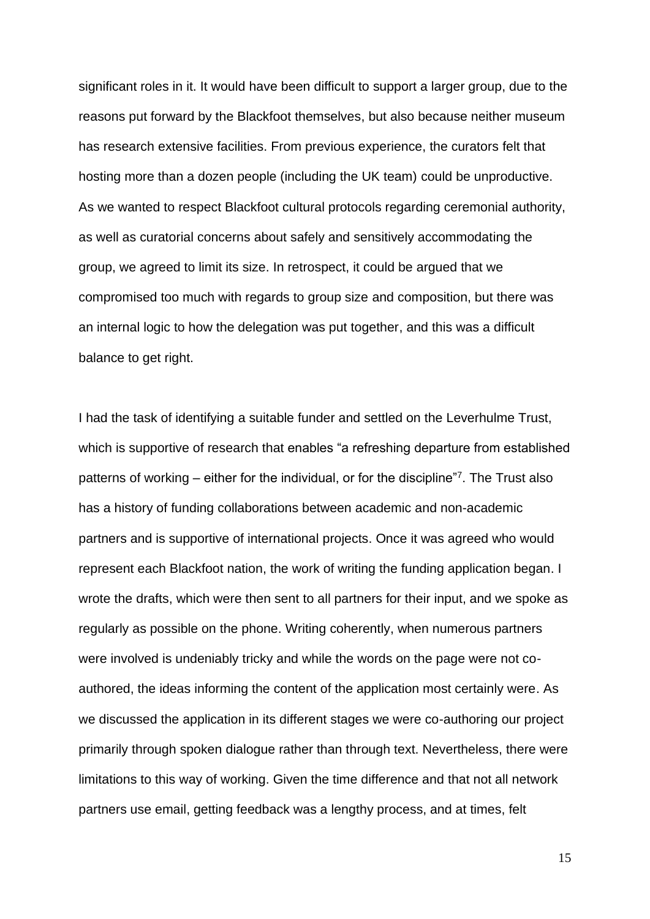significant roles in it. It would have been difficult to support a larger group, due to the reasons put forward by the Blackfoot themselves, but also because neither museum has research extensive facilities. From previous experience, the curators felt that hosting more than a dozen people (including the UK team) could be unproductive. As we wanted to respect Blackfoot cultural protocols regarding ceremonial authority, as well as curatorial concerns about safely and sensitively accommodating the group, we agreed to limit its size. In retrospect, it could be argued that we compromised too much with regards to group size and composition, but there was an internal logic to how the delegation was put together, and this was a difficult balance to get right.

I had the task of identifying a suitable funder and settled on the Leverhulme Trust, which is supportive of research that enables "a refreshing departure from established patterns of working – either for the individual, or for the discipline"[7]. The Trust also has a history of funding collaborations between academic and non-academic partners and is supportive of international projects. Once it was agreed who would represent each Blackfoot nation, the work of writing the funding application began. I wrote the drafts, which were then sent to all partners for their input, and we spoke as regularly as possible on the phone. Writing coherently, when numerous partners were involved is undeniably tricky and while the words on the page were not co-authored, the ideas informing the content of the application most certainly were. As we discussed the application in its different stages we were co-authoring our project primarily through spoken dialogue rather than through text. Nevertheless, there were limitations to this way of working. Given the time difference and that not all network partners use email, getting feedback was a lengthy process, and at times, felt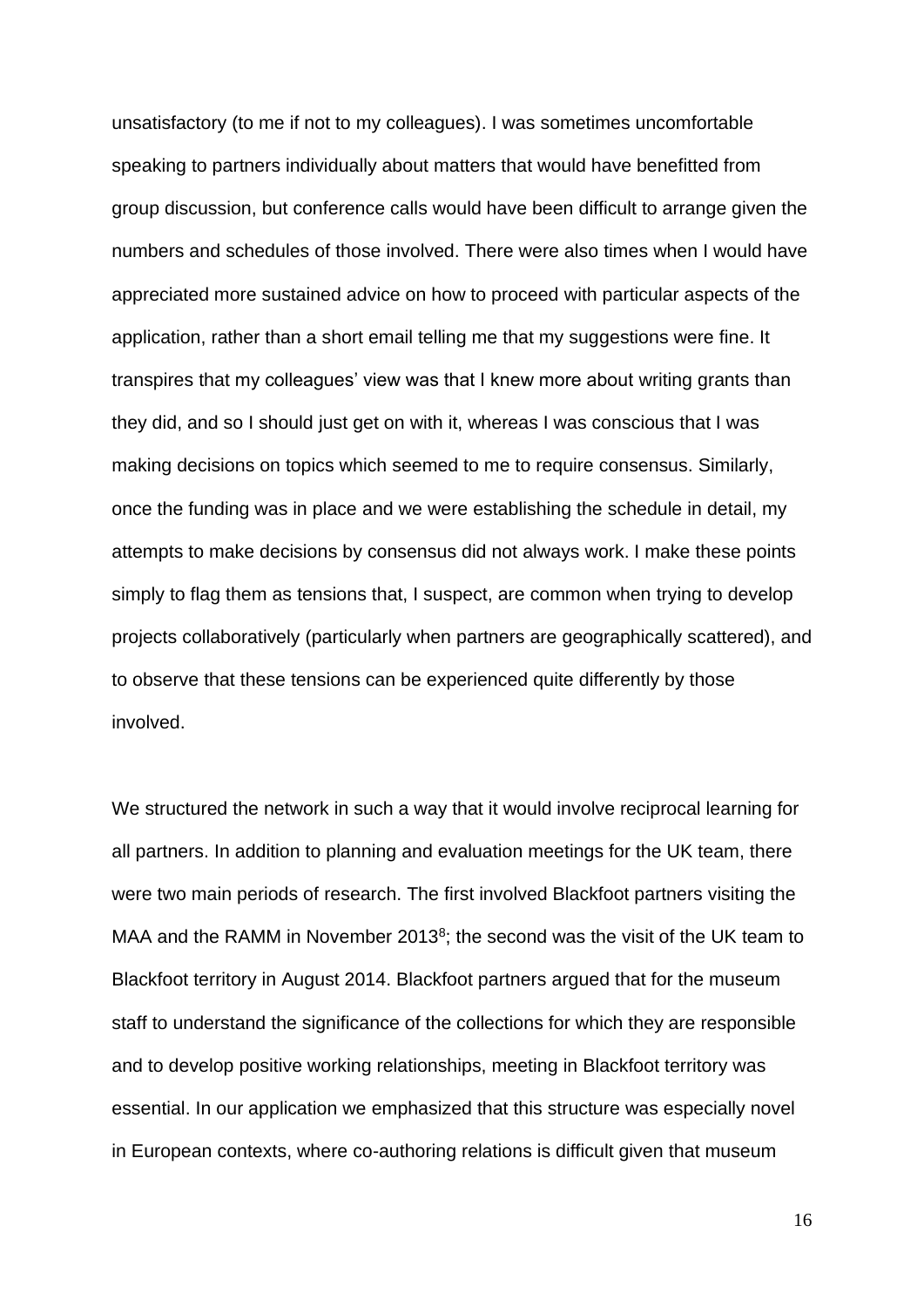unsatisfactory (to me if not to my colleagues). I was sometimes uncomfortable speaking to partners individually about matters that would have benefitted from group discussion, but conference calls would have been difficult to arrange given the numbers and schedules of those involved. There were also times when I would have appreciated more sustained advice on how to proceed with particular aspects of the application, rather than a short email telling me that my suggestions were fine. It transpires that my colleagues' view was that I knew more about writing grants than they did, and so I should just get on with it, whereas I was conscious that I was making decisions on topics which seemed to me to require consensus. Similarly, once the funding was in place and we were establishing the schedule in detail, my attempts to make decisions by consensus did not always work. I make these points simply to flag them as tensions that, I suspect, are common when trying to develop projects collaboratively (particularly when partners are geographically scattered), and to observe that these tensions can be experienced quite differently by those involved.

We structured the network in such a way that it would involve reciprocal learning for all partners. In addition to planning and evaluation meetings for the UK team, there were two main periods of research. The first involved Blackfoot partners visiting the MAA and the RAMM in November 2013[8]; the second was the visit of the UK team to Blackfoot territory in August 2014. Blackfoot partners argued that for the museum staff to understand the significance of the collections for which they are responsible and to develop positive working relationships, meeting in Blackfoot territory was essential. In our application we emphasized that this structure was especially novel in European contexts, where co-authoring relations is difficult given that museum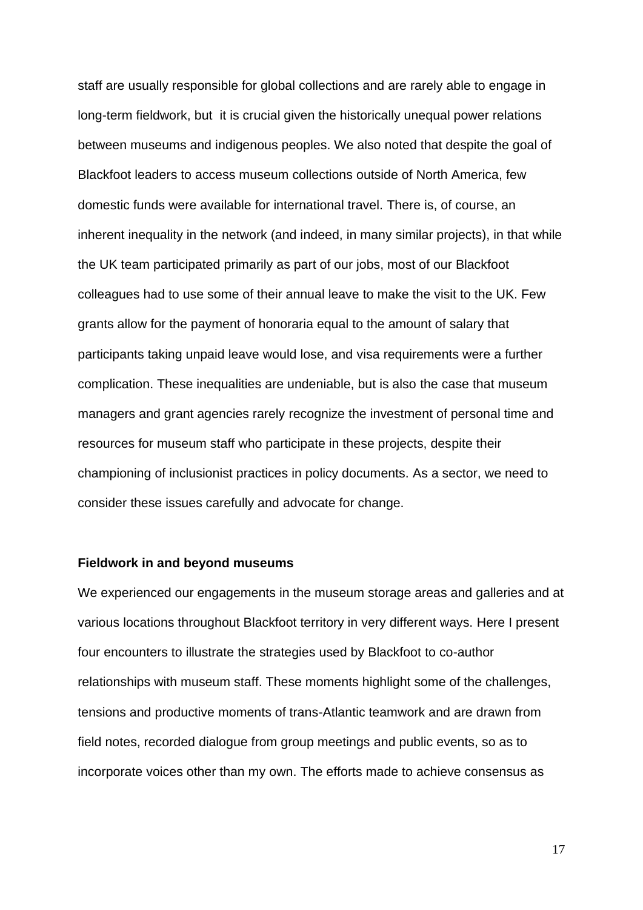staff are usually responsible for global collections and are rarely able to engage in long-term fieldwork, but it is crucial given the historically unequal power relations between museums and indigenous peoples. We also noted that despite the goal of Blackfoot leaders to access museum collections outside of North America, few domestic funds were available for international travel. There is, of course, an inherent inequality in the network (and indeed, in many similar projects), in that while the UK team participated primarily as part of our jobs, most of our Blackfoot colleagues had to use some of their annual leave to make the visit to the UK. Few grants allow for the payment of honoraria equal to the amount of salary that participants taking unpaid leave would lose, and visa requirements were a further complication. These inequalities are undeniable, but is also the case that museum managers and grant agencies rarely recognize the investment of personal time and resources for museum staff who participate in these projects, despite their championing of inclusionist practices in policy documents. As a sector, we need to consider these issues carefully and advocate for change.

**Fieldwork in and beyond museums**

We experienced our engagements in the museum storage areas and galleries and at various locations throughout Blackfoot territory in very different ways. Here I present four encounters to illustrate the strategies used by Blackfoot to co-author relationships with museum staff. These moments highlight some of the challenges, tensions and productive moments of trans-Atlantic teamwork and are drawn from field notes, recorded dialogue from group meetings and public events, so as to incorporate voices other than my own. The efforts made to achieve consensus as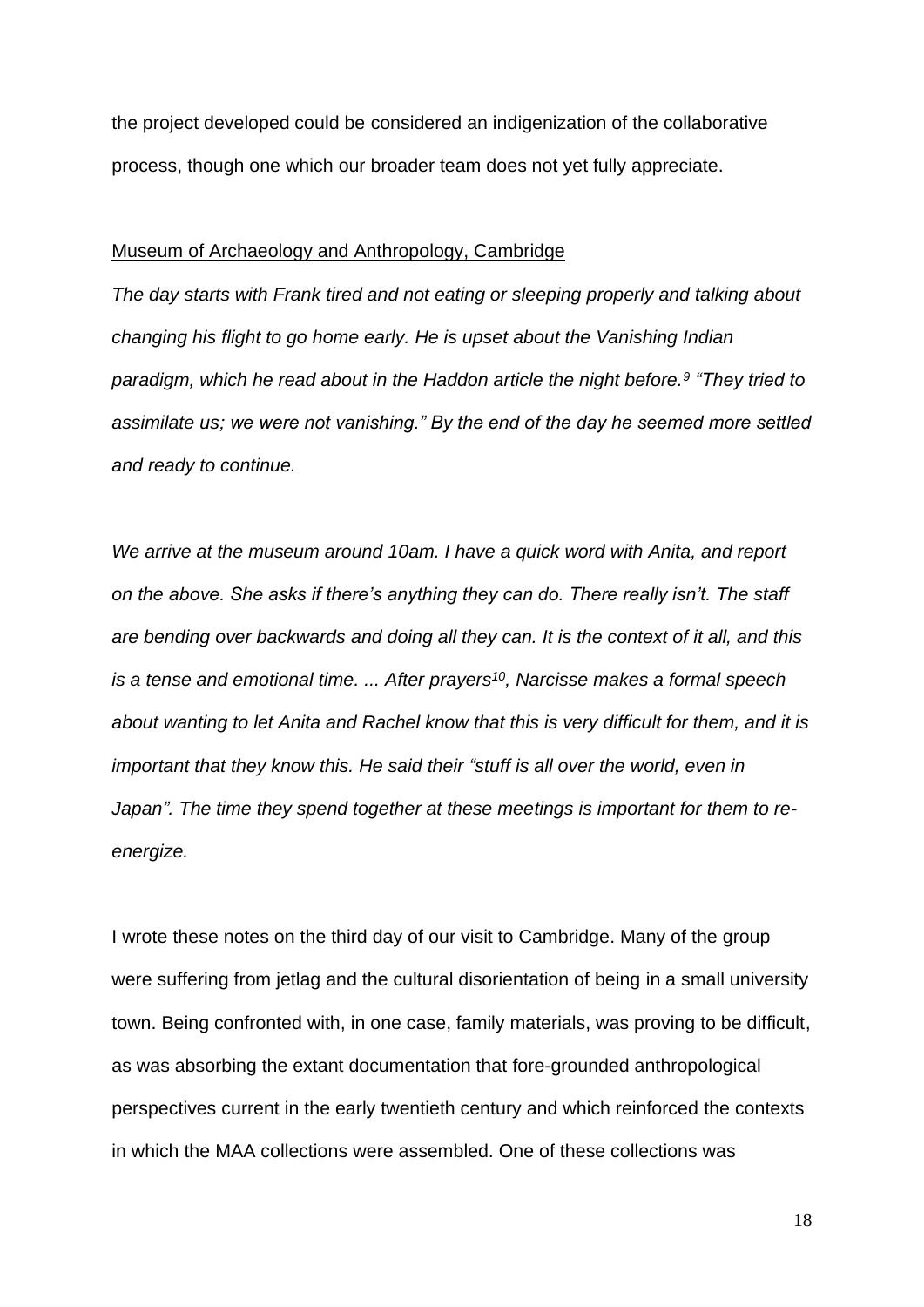the project developed could be considered an indigenization of the collaborative process, though one which our broader team does not yet fully appreciate.

Museum of Archaeology and Anthropology, Cambridge

*The day starts with Frank tired and not eating or sleeping properly and talking about changing his flight to go home early. He is upset about the Vanishing Indian paradigm, which he read about in the Haddon article the night before.[9] "They tried to assimilate us; we were not vanishing." By the end of the day he seemed more settled and ready to continue.*

*We arrive at the museum around 10am. I have a quick word with Anita, and report on the above. She asks if there's anything they can do. There really isn't. The staff are bending over backwards and doing all they can. It is the context of it all, and this is a tense and emotional time. ... After prayers[10], Narcisse makes a formal speech about wanting to let Anita and Rachel know that this is very difficult for them, and it is important that they know this. He said their "stuff is all over the world, even in Japan". The time they spend together at these meetings is important for them to re-energize.*

I wrote these notes on the third day of our visit to Cambridge. Many of the group were suffering from jetlag and the cultural disorientation of being in a small university town. Being confronted with, in one case, family materials, was proving to be difficult, as was absorbing the extant documentation that fore-grounded anthropological perspectives current in the early twentieth century and which reinforced the contexts in which the MAA collections were assembled. One of these collections was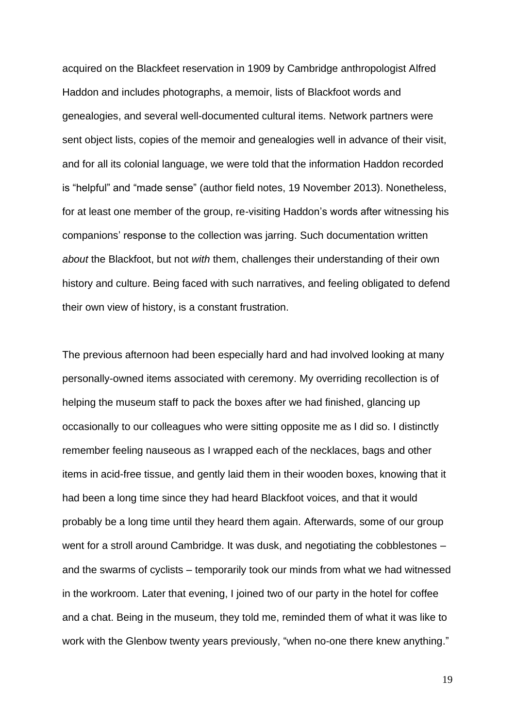acquired on the Blackfeet reservation in 1909 by Cambridge anthropologist Alfred Haddon and includes photographs, a memoir, lists of Blackfoot words and genealogies, and several well-documented cultural items. Network partners were sent object lists, copies of the memoir and genealogies well in advance of their visit, and for all its colonial language, we were told that the information Haddon recorded is "helpful" and "made sense" (author field notes, 19 November 2013). Nonetheless, for at least one member of the group, re-visiting Haddon's words after witnessing his companions' response to the collection was jarring. Such documentation written *about* the Blackfoot, but not *with* them, challenges their understanding of their own history and culture. Being faced with such narratives, and feeling obligated to defend their own view of history, is a constant frustration.

The previous afternoon had been especially hard and had involved looking at many personally-owned items associated with ceremony. My overriding recollection is of helping the museum staff to pack the boxes after we had finished, glancing up occasionally to our colleagues who were sitting opposite me as I did so. I distinctly remember feeling nauseous as I wrapped each of the necklaces, bags and other items in acid-free tissue, and gently laid them in their wooden boxes, knowing that it had been a long time since they had heard Blackfoot voices, and that it would probably be a long time until they heard them again. Afterwards, some of our group went for a stroll around Cambridge. It was dusk, and negotiating the cobblestones – and the swarms of cyclists – temporarily took our minds from what we had witnessed in the workroom. Later that evening, I joined two of our party in the hotel for coffee and a chat. Being in the museum, they told me, reminded them of what it was like to work with the Glenbow twenty years previously, "when no-one there knew anything."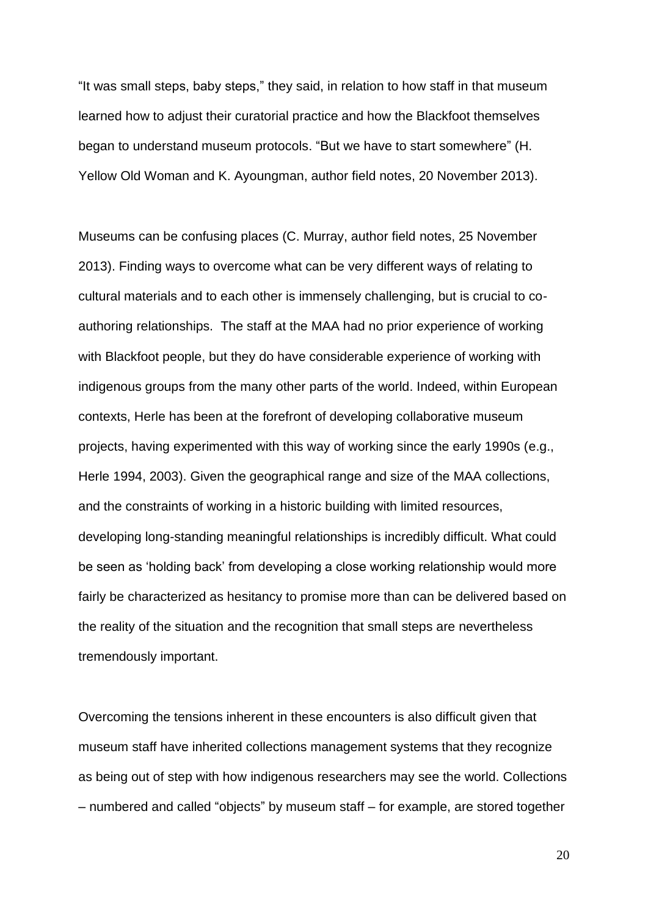"It was small steps, baby steps," they said, in relation to how staff in that museum learned how to adjust their curatorial practice and how the Blackfoot themselves began to understand museum protocols. "But we have to start somewhere" (H. Yellow Old Woman and K. Ayoungman, author field notes, 20 November 2013).

Museums can be confusing places (C. Murray, author field notes, 25 November 2013). Finding ways to overcome what can be very different ways of relating to cultural materials and to each other is immensely challenging, but is crucial to co-authoring relationships. The staff at the MAA had no prior experience of working with Blackfoot people, but they do have considerable experience of working with indigenous groups from the many other parts of the world. Indeed, within European contexts, Herle has been at the forefront of developing collaborative museum projects, having experimented with this way of working since the early 1990s (e.g., Herle 1994, 2003). Given the geographical range and size of the MAA collections, and the constraints of working in a historic building with limited resources, developing long-standing meaningful relationships is incredibly difficult. What could be seen as 'holding back' from developing a close working relationship would more fairly be characterized as hesitancy to promise more than can be delivered based on the reality of the situation and the recognition that small steps are nevertheless tremendously important.

Overcoming the tensions inherent in these encounters is also difficult given that museum staff have inherited collections management systems that they recognize as being out of step with how indigenous researchers may see the world. Collections – numbered and called "objects" by museum staff – for example, are stored together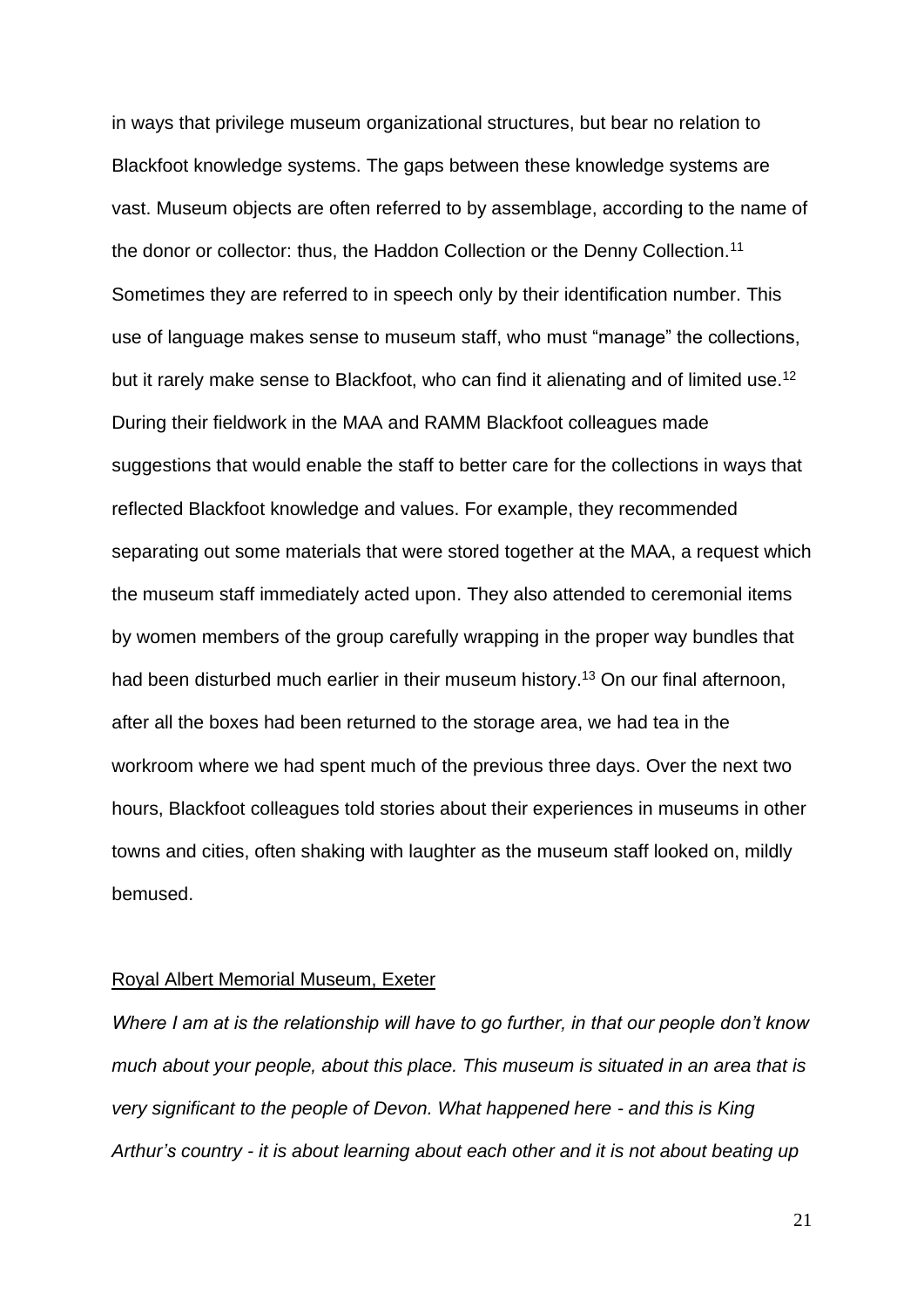in ways that privilege museum organizational structures, but bear no relation to Blackfoot knowledge systems. The gaps between these knowledge systems are vast. Museum objects are often referred to by assemblage, according to the name of the donor or collector: thus, the Haddon Collection or the Denny Collection.[11] Sometimes they are referred to in speech only by their identification number. This use of language makes sense to museum staff, who must "manage" the collections, but it rarely make sense to Blackfoot, who can find it alienating and of limited use.[12] During their fieldwork in the MAA and RAMM Blackfoot colleagues made suggestions that would enable the staff to better care for the collections in ways that reflected Blackfoot knowledge and values. For example, they recommended separating out some materials that were stored together at the MAA, a request which the museum staff immediately acted upon. They also attended to ceremonial items by women members of the group carefully wrapping in the proper way bundles that had been disturbed much earlier in their museum history.[13] On our final afternoon, after all the boxes had been returned to the storage area, we had tea in the workroom where we had spent much of the previous three days. Over the next two hours, Blackfoot colleagues told stories about their experiences in museums in other towns and cities, often shaking with laughter as the museum staff looked on, mildly bemused.

Royal Albert Memorial Museum, Exeter

*Where I am at is the relationship will have to go further, in that our people don't know much about your people, about this place. This museum is situated in an area that is very significant to the people of Devon. What happened here - and this is King Arthur's country - it is about learning about each other and it is not about beating up*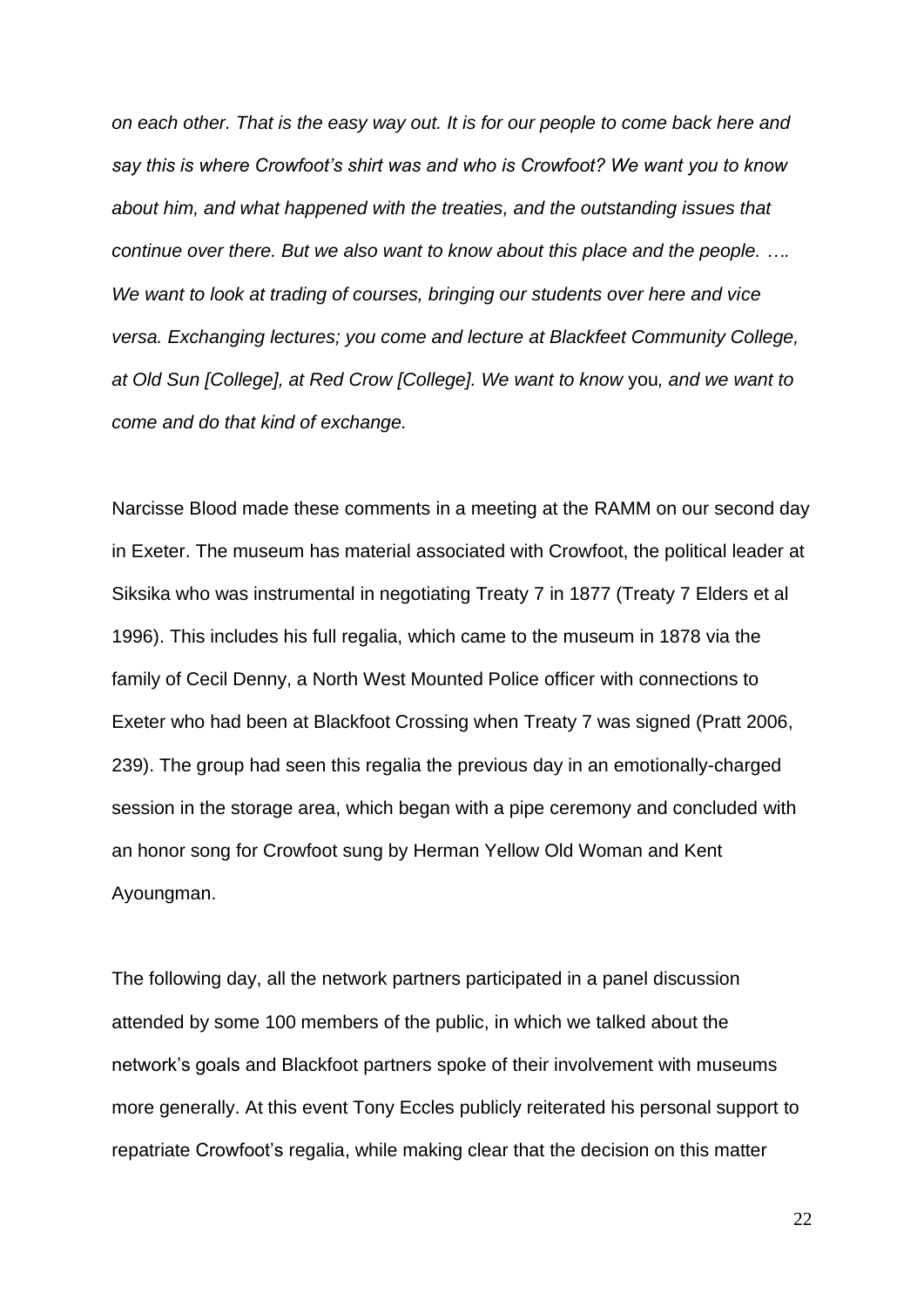*on each other. That is the easy way out. It is for our people to come back here and say this is where Crowfoot's shirt was and who is Crowfoot? We want you to know about him, and what happened with the treaties, and the outstanding issues that continue over there. But we also want to know about this place and the people. …. We want to look at trading of courses, bringing our students over here and vice versa. Exchanging lectures; you come and lecture at Blackfeet Community College, at Old Sun [College], at Red Crow [College]. We want to know* you*, and we want to come and do that kind of exchange.*

Narcisse Blood made these comments in a meeting at the RAMM on our second day in Exeter. The museum has material associated with Crowfoot, the political leader at Siksika who was instrumental in negotiating Treaty 7 in 1877 (Treaty 7 Elders et al 1996). This includes his full regalia, which came to the museum in 1878 via the family of Cecil Denny, a North West Mounted Police officer with connections to Exeter who had been at Blackfoot Crossing when Treaty 7 was signed (Pratt 2006, 239). The group had seen this regalia the previous day in an emotionally-charged session in the storage area, which began with a pipe ceremony and concluded with an honor song for Crowfoot sung by Herman Yellow Old Woman and Kent Ayoungman.

The following day, all the network partners participated in a panel discussion attended by some 100 members of the public, in which we talked about the network's goals and Blackfoot partners spoke of their involvement with museums more generally. At this event Tony Eccles publicly reiterated his personal support to repatriate Crowfoot's regalia, while making clear that the decision on this matter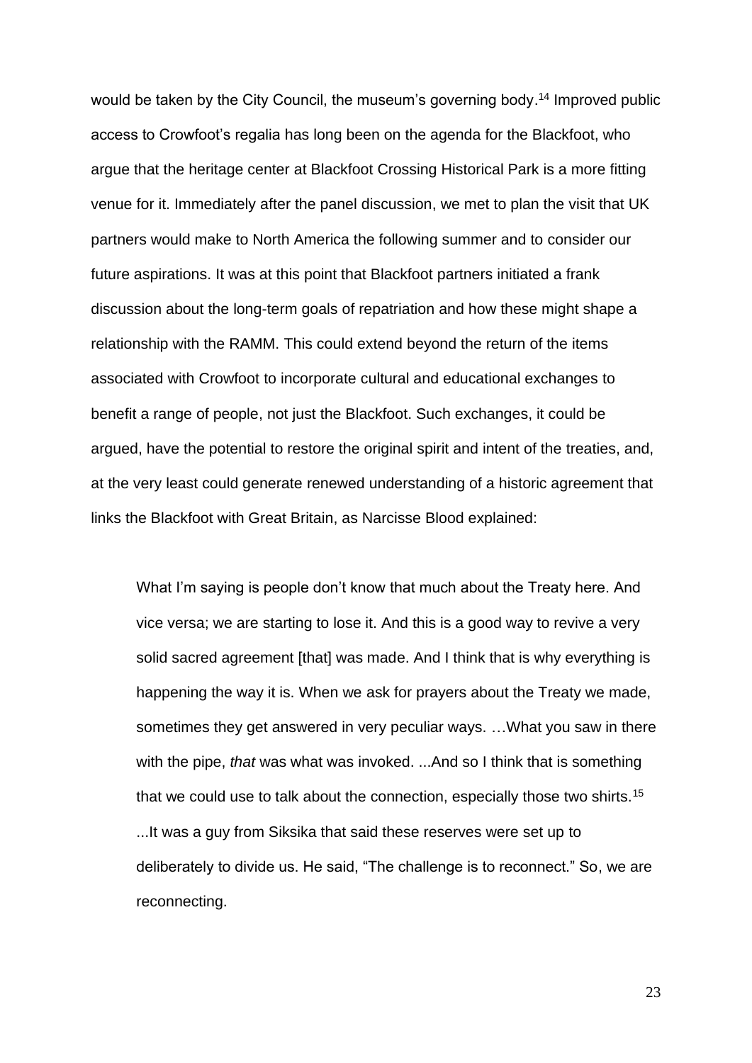would be taken by the City Council, the museum's governing body.[14] Improved public access to Crowfoot's regalia has long been on the agenda for the Blackfoot, who argue that the heritage center at Blackfoot Crossing Historical Park is a more fitting venue for it. Immediately after the panel discussion, we met to plan the visit that UK partners would make to North America the following summer and to consider our future aspirations. It was at this point that Blackfoot partners initiated a frank discussion about the long-term goals of repatriation and how these might shape a relationship with the RAMM. This could extend beyond the return of the items associated with Crowfoot to incorporate cultural and educational exchanges to benefit a range of people, not just the Blackfoot. Such exchanges, it could be argued, have the potential to restore the original spirit and intent of the treaties, and, at the very least could generate renewed understanding of a historic agreement that links the Blackfoot with Great Britain, as Narcisse Blood explained:

> What I'm saying is people don't know that much about the Treaty here. And vice versa; we are starting to lose it. And this is a good way to revive a very solid sacred agreement [that] was made. And I think that is why everything is happening the way it is. When we ask for prayers about the Treaty we made, sometimes they get answered in very peculiar ways. …What you saw in there with the pipe, *that* was what was invoked. ...And so I think that is something that we could use to talk about the connection, especially those two shirts.[15] ...It was a guy from Siksika that said these reserves were set up to deliberately to divide us. He said, "The challenge is to reconnect." So, we are reconnecting.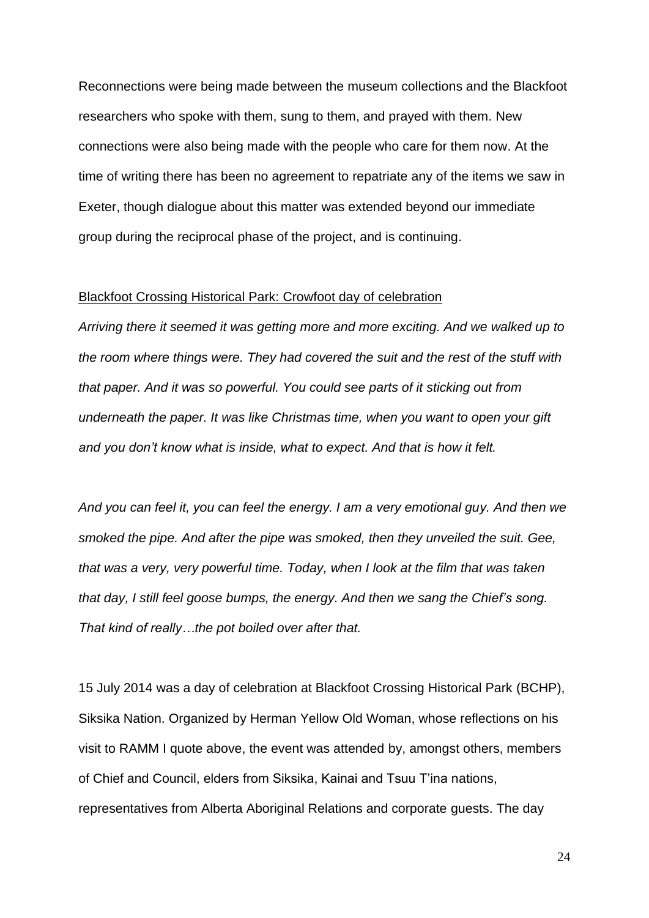Reconnections were being made between the museum collections and the Blackfoot researchers who spoke with them, sung to them, and prayed with them. New connections were also being made with the people who care for them now. At the time of writing there has been no agreement to repatriate any of the items we saw in Exeter, though dialogue about this matter was extended beyond our immediate group during the reciprocal phase of the project, and is continuing.

<u>Blackfoot Crossing Historical Park: Crowfoot day of celebration</u>

*Arriving there it seemed it was getting more and more exciting. And we walked up to the room where things were. They had covered the suit and the rest of the stuff with that paper. And it was so powerful. You could see parts of it sticking out from underneath the paper. It was like Christmas time, when you want to open your gift and you don't know what is inside, what to expect. And that is how it felt.*

*And you can feel it, you can feel the energy. I am a very emotional guy. And then we smoked the pipe. And after the pipe was smoked, then they unveiled the suit. Gee, that was a very, very powerful time. Today, when I look at the film that was taken that day, I still feel goose bumps, the energy. And then we sang the Chief's song. That kind of really…the pot boiled over after that.*

15 July 2014 was a day of celebration at Blackfoot Crossing Historical Park (BCHP), Siksika Nation. Organized by Herman Yellow Old Woman, whose reflections on his visit to RAMM I quote above, the event was attended by, amongst others, members of Chief and Council, elders from Siksika, Kainai and Tsuu T'ina nations, representatives from Alberta Aboriginal Relations and corporate guests. The day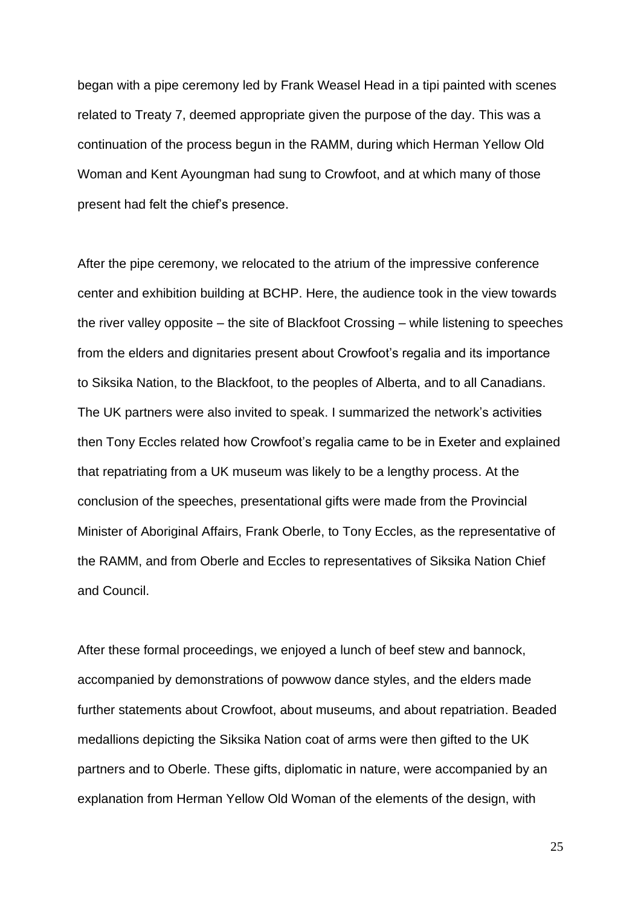began with a pipe ceremony led by Frank Weasel Head in a tipi painted with scenes related to Treaty 7, deemed appropriate given the purpose of the day. This was a continuation of the process begun in the RAMM, during which Herman Yellow Old Woman and Kent Ayoungman had sung to Crowfoot, and at which many of those present had felt the chief's presence.

After the pipe ceremony, we relocated to the atrium of the impressive conference center and exhibition building at BCHP. Here, the audience took in the view towards the river valley opposite – the site of Blackfoot Crossing – while listening to speeches from the elders and dignitaries present about Crowfoot's regalia and its importance to Siksika Nation, to the Blackfoot, to the peoples of Alberta, and to all Canadians. The UK partners were also invited to speak. I summarized the network's activities then Tony Eccles related how Crowfoot's regalia came to be in Exeter and explained that repatriating from a UK museum was likely to be a lengthy process. At the conclusion of the speeches, presentational gifts were made from the Provincial Minister of Aboriginal Affairs, Frank Oberle, to Tony Eccles, as the representative of the RAMM, and from Oberle and Eccles to representatives of Siksika Nation Chief and Council.

After these formal proceedings, we enjoyed a lunch of beef stew and bannock, accompanied by demonstrations of powwow dance styles, and the elders made further statements about Crowfoot, about museums, and about repatriation. Beaded medallions depicting the Siksika Nation coat of arms were then gifted to the UK partners and to Oberle. These gifts, diplomatic in nature, were accompanied by an explanation from Herman Yellow Old Woman of the elements of the design, with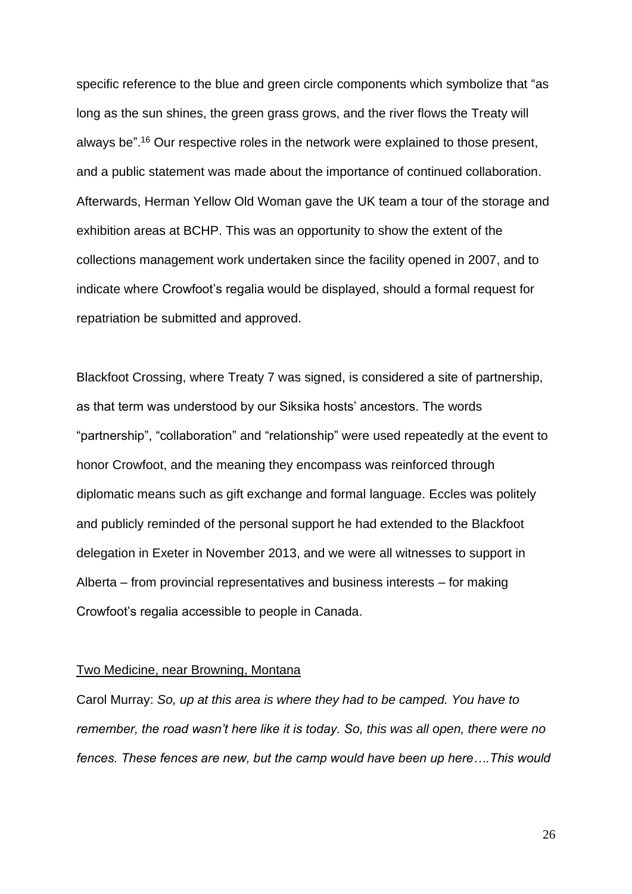specific reference to the blue and green circle components which symbolize that "as long as the sun shines, the green grass grows, and the river flows the Treaty will always be".[16] Our respective roles in the network were explained to those present, and a public statement was made about the importance of continued collaboration. Afterwards, Herman Yellow Old Woman gave the UK team a tour of the storage and exhibition areas at BCHP. This was an opportunity to show the extent of the collections management work undertaken since the facility opened in 2007, and to indicate where Crowfoot's regalia would be displayed, should a formal request for repatriation be submitted and approved.

Blackfoot Crossing, where Treaty 7 was signed, is considered a site of partnership, as that term was understood by our Siksika hosts' ancestors. The words "partnership", "collaboration" and "relationship" were used repeatedly at the event to honor Crowfoot, and the meaning they encompass was reinforced through diplomatic means such as gift exchange and formal language. Eccles was politely and publicly reminded of the personal support he had extended to the Blackfoot delegation in Exeter in November 2013, and we were all witnesses to support in Alberta – from provincial representatives and business interests – for making Crowfoot's regalia accessible to people in Canada.

<u>Two Medicine, near Browning, Montana</u>

Carol Murray: *So, up at this area is where they had to be camped. You have to remember, the road wasn't here like it is today. So, this was all open, there were no fences. These fences are new, but the camp would have been up here….This would*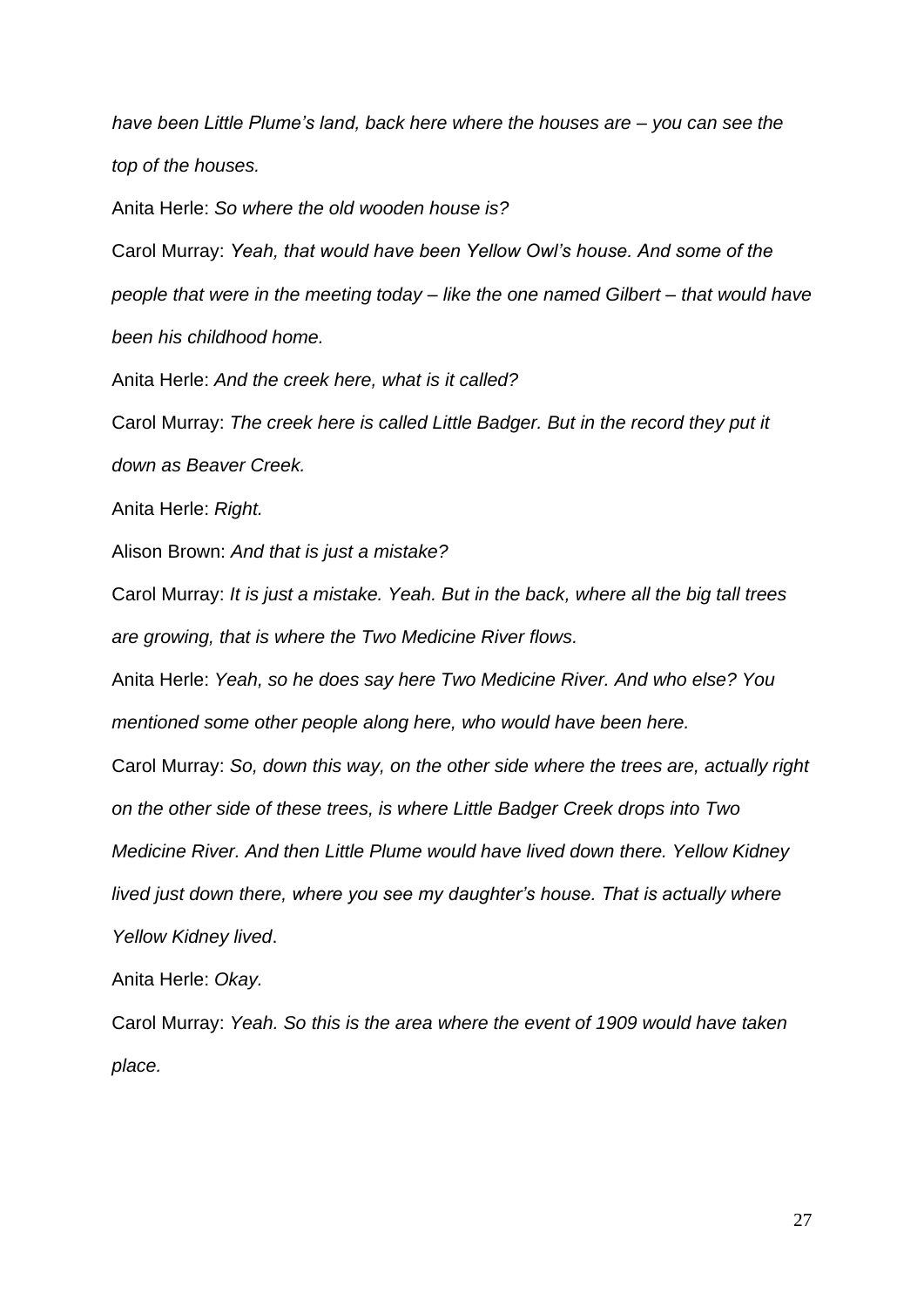*have been Little Plume's land, back here where the houses are – you can see the top of the houses.*

Anita Herle: *So where the old wooden house is?*

Carol Murray: *Yeah, that would have been Yellow Owl's house. And some of the people that were in the meeting today – like the one named Gilbert – that would have been his childhood home.*

Anita Herle: *And the creek here, what is it called?*

Carol Murray: *The creek here is called Little Badger. But in the record they put it down as Beaver Creek.*

Anita Herle: *Right.*

Alison Brown: *And that is just a mistake?*

Carol Murray: *It is just a mistake. Yeah. But in the back, where all the big tall trees are growing, that is where the Two Medicine River flows.*

Anita Herle: *Yeah, so he does say here Two Medicine River. And who else? You mentioned some other people along here, who would have been here.*

Carol Murray: *So, down this way, on the other side where the trees are, actually right on the other side of these trees, is where Little Badger Creek drops into Two Medicine River. And then Little Plume would have lived down there. Yellow Kidney lived just down there, where you see my daughter's house. That is actually where Yellow Kidney lived*.

Anita Herle: *Okay.*

Carol Murray: *Yeah. So this is the area where the event of 1909 would have taken place.*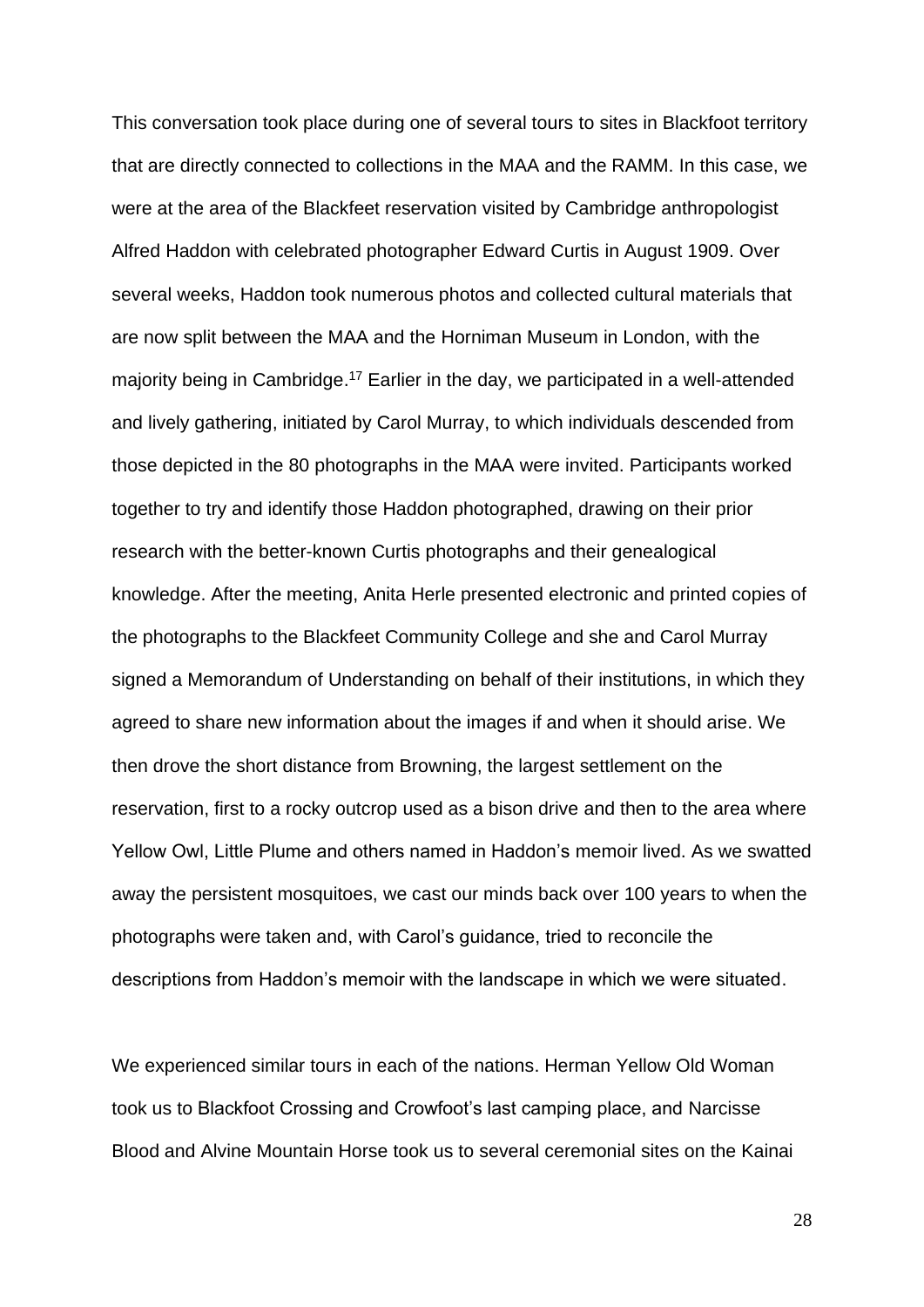This conversation took place during one of several tours to sites in Blackfoot territory that are directly connected to collections in the MAA and the RAMM. In this case, we were at the area of the Blackfeet reservation visited by Cambridge anthropologist Alfred Haddon with celebrated photographer Edward Curtis in August 1909. Over several weeks, Haddon took numerous photos and collected cultural materials that are now split between the MAA and the Horniman Museum in London, with the majority being in Cambridge.[17] Earlier in the day, we participated in a well-attended and lively gathering, initiated by Carol Murray, to which individuals descended from those depicted in the 80 photographs in the MAA were invited. Participants worked together to try and identify those Haddon photographed, drawing on their prior research with the better-known Curtis photographs and their genealogical knowledge. After the meeting, Anita Herle presented electronic and printed copies of the photographs to the Blackfeet Community College and she and Carol Murray signed a Memorandum of Understanding on behalf of their institutions, in which they agreed to share new information about the images if and when it should arise. We then drove the short distance from Browning, the largest settlement on the reservation, first to a rocky outcrop used as a bison drive and then to the area where Yellow Owl, Little Plume and others named in Haddon's memoir lived. As we swatted away the persistent mosquitoes, we cast our minds back over 100 years to when the photographs were taken and, with Carol's guidance, tried to reconcile the descriptions from Haddon's memoir with the landscape in which we were situated.

We experienced similar tours in each of the nations. Herman Yellow Old Woman took us to Blackfoot Crossing and Crowfoot's last camping place, and Narcisse Blood and Alvine Mountain Horse took us to several ceremonial sites on the Kainai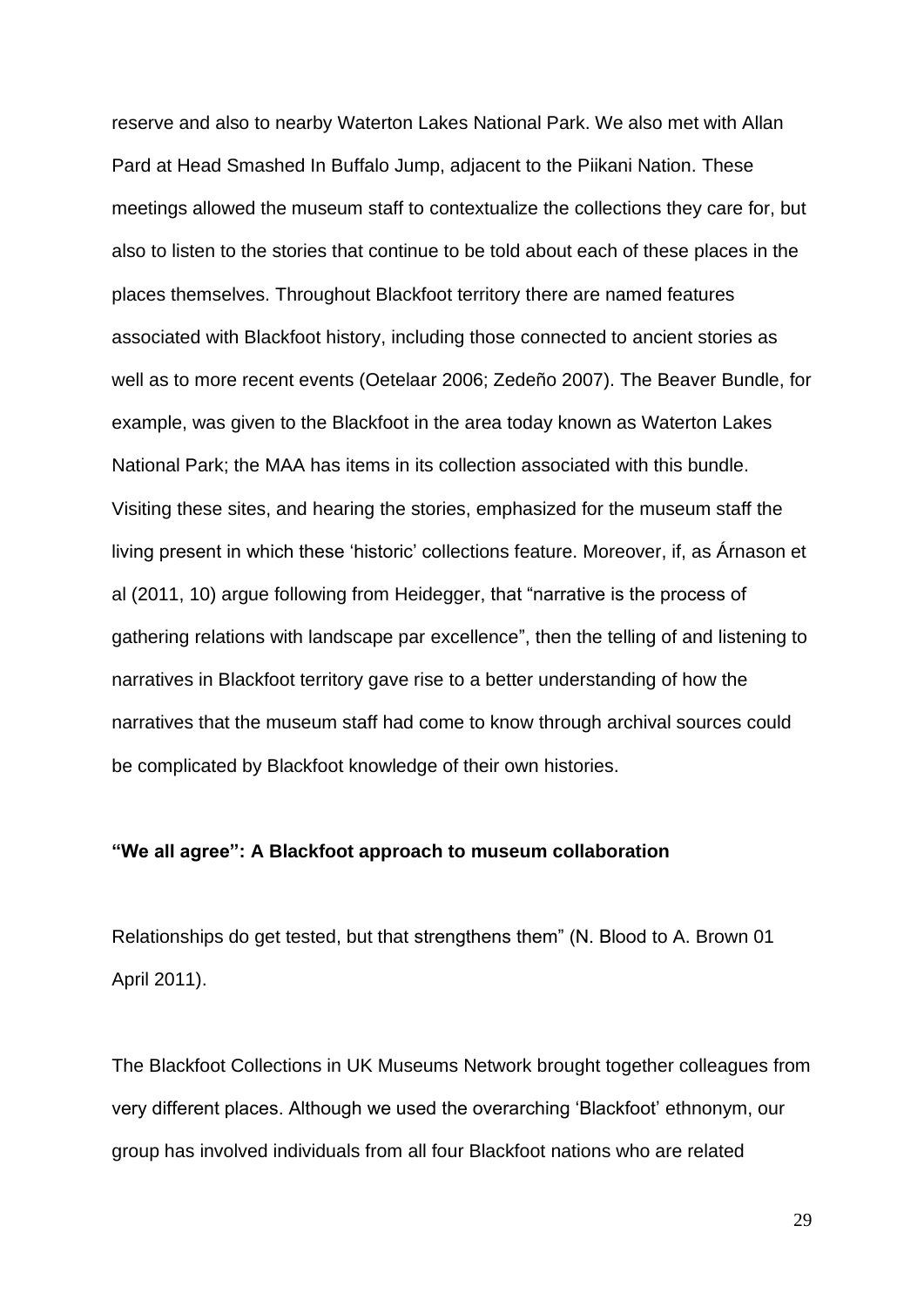reserve and also to nearby Waterton Lakes National Park. We also met with Allan Pard at Head Smashed In Buffalo Jump, adjacent to the Piikani Nation. These meetings allowed the museum staff to contextualize the collections they care for, but also to listen to the stories that continue to be told about each of these places in the places themselves. Throughout Blackfoot territory there are named features associated with Blackfoot history, including those connected to ancient stories as well as to more recent events (Oetelaar 2006; Zedeño 2007). The Beaver Bundle, for example, was given to the Blackfoot in the area today known as Waterton Lakes National Park; the MAA has items in its collection associated with this bundle. Visiting these sites, and hearing the stories, emphasized for the museum staff the living present in which these 'historic' collections feature. Moreover, if, as Árnason et al (2011, 10) argue following from Heidegger, that "narrative is the process of gathering relations with landscape par excellence", then the telling of and listening to narratives in Blackfoot territory gave rise to a better understanding of how the narratives that the museum staff had come to know through archival sources could be complicated by Blackfoot knowledge of their own histories.

### "We all agree": A Blackfoot approach to museum collaboration

Relationships do get tested, but that strengthens them" (N. Blood to A. Brown 01 April 2011).

The Blackfoot Collections in UK Museums Network brought together colleagues from very different places. Although we used the overarching 'Blackfoot' ethnonym, our group has involved individuals from all four Blackfoot nations who are related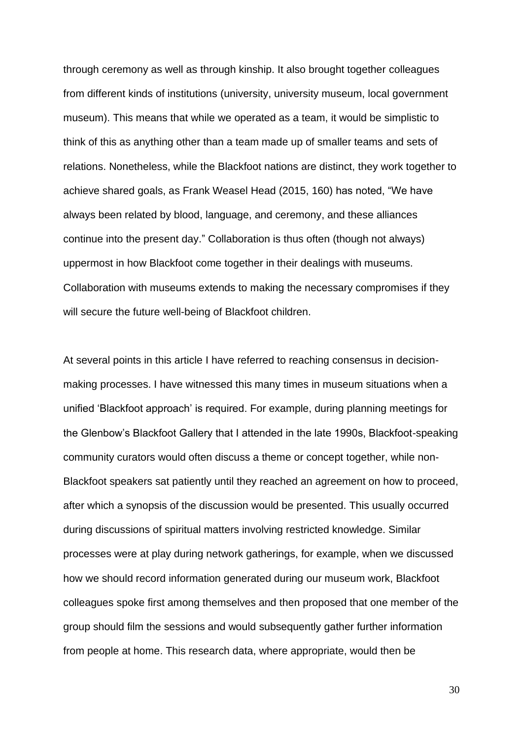through ceremony as well as through kinship. It also brought together colleagues from different kinds of institutions (university, university museum, local government museum). This means that while we operated as a team, it would be simplistic to think of this as anything other than a team made up of smaller teams and sets of relations. Nonetheless, while the Blackfoot nations are distinct, they work together to achieve shared goals, as Frank Weasel Head (2015, 160) has noted, “We have always been related by blood, language, and ceremony, and these alliances continue into the present day.” Collaboration is thus often (though not always) uppermost in how Blackfoot come together in their dealings with museums. Collaboration with museums extends to making the necessary compromises if they will secure the future well-being of Blackfoot children.

At several points in this article I have referred to reaching consensus in decision-making processes. I have witnessed this many times in museum situations when a unified ‘Blackfoot approach’ is required. For example, during planning meetings for the Glenbow’s Blackfoot Gallery that I attended in the late 1990s, Blackfoot-speaking community curators would often discuss a theme or concept together, while non-Blackfoot speakers sat patiently until they reached an agreement on how to proceed, after which a synopsis of the discussion would be presented. This usually occurred during discussions of spiritual matters involving restricted knowledge. Similar processes were at play during network gatherings, for example, when we discussed how we should record information generated during our museum work, Blackfoot colleagues spoke first among themselves and then proposed that one member of the group should film the sessions and would subsequently gather further information from people at home. This research data, where appropriate, would then be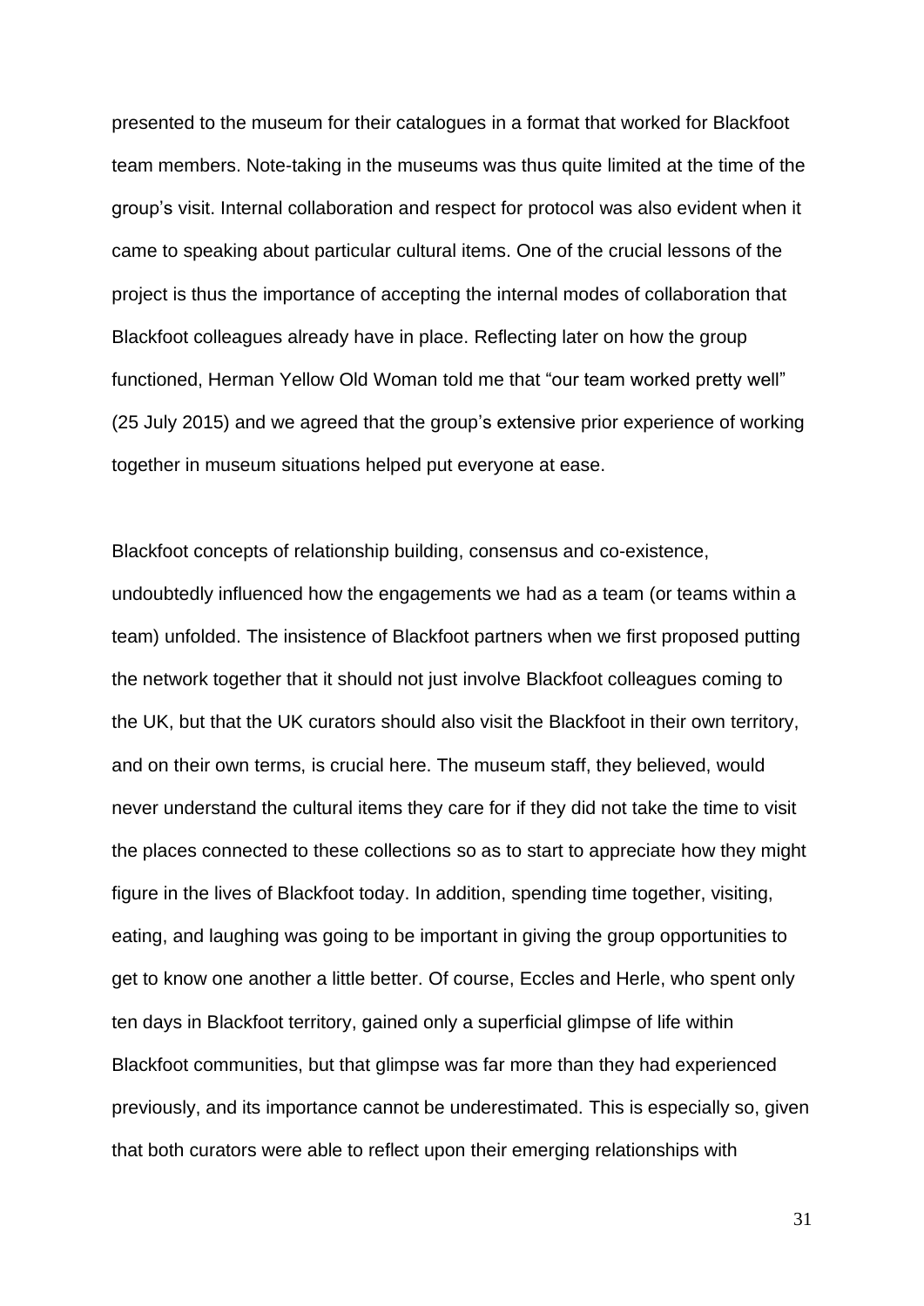presented to the museum for their catalogues in a format that worked for Blackfoot team members. Note-taking in the museums was thus quite limited at the time of the group's visit. Internal collaboration and respect for protocol was also evident when it came to speaking about particular cultural items. One of the crucial lessons of the project is thus the importance of accepting the internal modes of collaboration that Blackfoot colleagues already have in place. Reflecting later on how the group functioned, Herman Yellow Old Woman told me that "our team worked pretty well" (25 July 2015) and we agreed that the group's extensive prior experience of working together in museum situations helped put everyone at ease.

Blackfoot concepts of relationship building, consensus and co-existence, undoubtedly influenced how the engagements we had as a team (or teams within a team) unfolded. The insistence of Blackfoot partners when we first proposed putting the network together that it should not just involve Blackfoot colleagues coming to the UK, but that the UK curators should also visit the Blackfoot in their own territory, and on their own terms, is crucial here. The museum staff, they believed, would never understand the cultural items they care for if they did not take the time to visit the places connected to these collections so as to start to appreciate how they might figure in the lives of Blackfoot today. In addition, spending time together, visiting, eating, and laughing was going to be important in giving the group opportunities to get to know one another a little better. Of course, Eccles and Herle, who spent only ten days in Blackfoot territory, gained only a superficial glimpse of life within Blackfoot communities, but that glimpse was far more than they had experienced previously, and its importance cannot be underestimated. This is especially so, given that both curators were able to reflect upon their emerging relationships with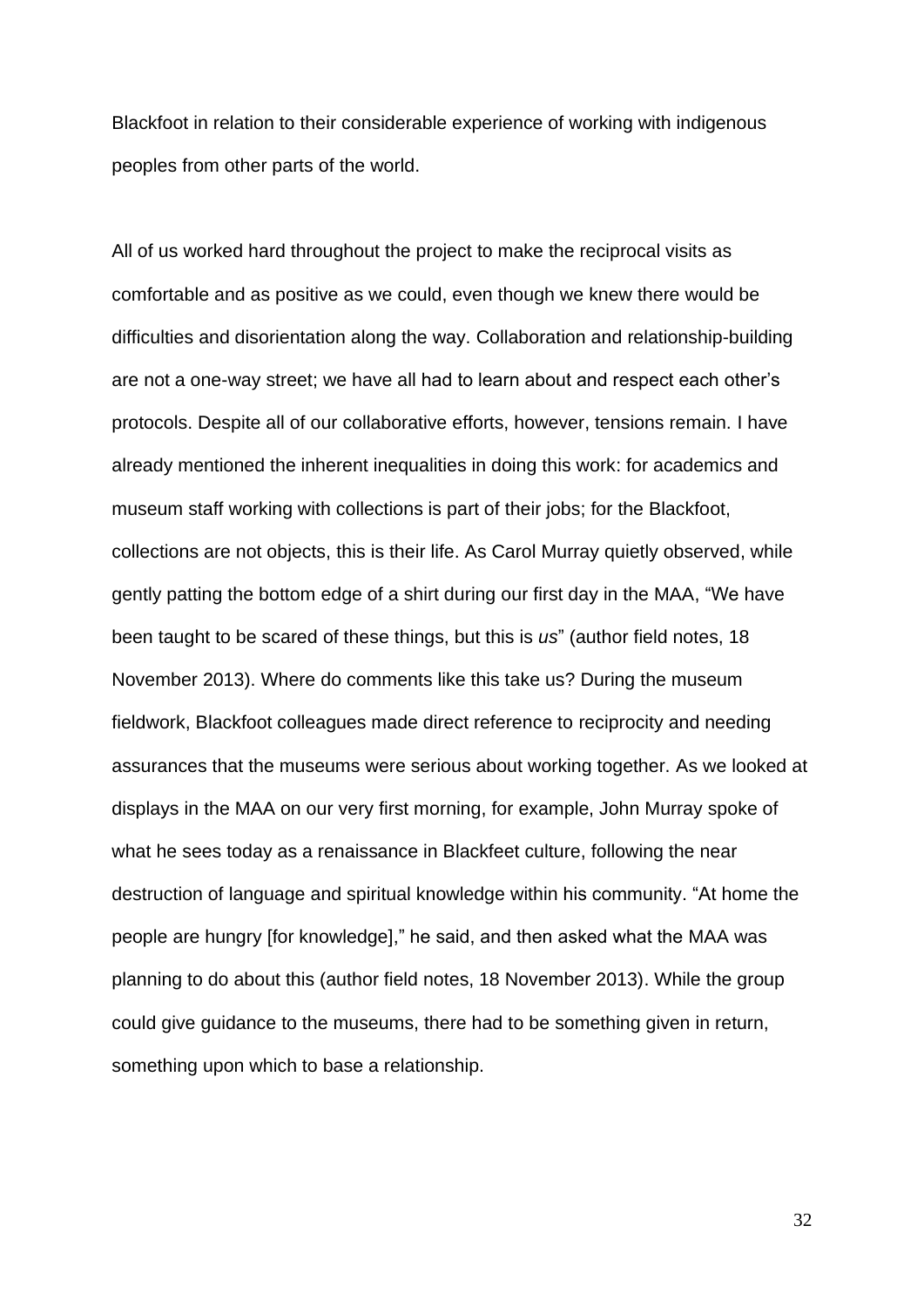Blackfoot in relation to their considerable experience of working with indigenous peoples from other parts of the world.

All of us worked hard throughout the project to make the reciprocal visits as comfortable and as positive as we could, even though we knew there would be difficulties and disorientation along the way. Collaboration and relationship-building are not a one-way street; we have all had to learn about and respect each other's protocols. Despite all of our collaborative efforts, however, tensions remain. I have already mentioned the inherent inequalities in doing this work: for academics and museum staff working with collections is part of their jobs; for the Blackfoot, collections are not objects, this is their life. As Carol Murray quietly observed, while gently patting the bottom edge of a shirt during our first day in the MAA, "We have been taught to be scared of these things, but this is *us*" (author field notes, 18 November 2013). Where do comments like this take us? During the museum fieldwork, Blackfoot colleagues made direct reference to reciprocity and needing assurances that the museums were serious about working together. As we looked at displays in the MAA on our very first morning, for example, John Murray spoke of what he sees today as a renaissance in Blackfeet culture, following the near destruction of language and spiritual knowledge within his community. "At home the people are hungry [for knowledge]," he said, and then asked what the MAA was planning to do about this (author field notes, 18 November 2013). While the group could give guidance to the museums, there had to be something given in return, something upon which to base a relationship.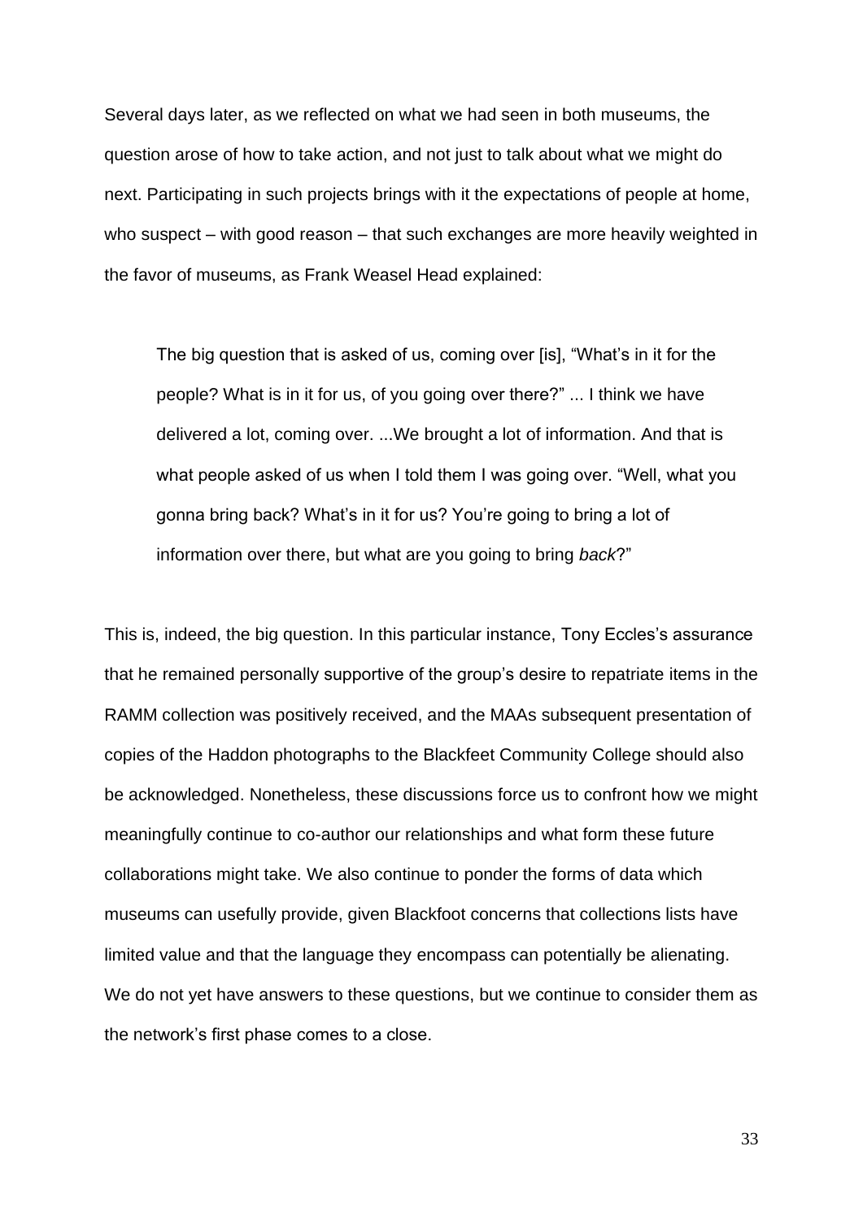Several days later, as we reflected on what we had seen in both museums, the question arose of how to take action, and not just to talk about what we might do next. Participating in such projects brings with it the expectations of people at home, who suspect – with good reason – that such exchanges are more heavily weighted in the favor of museums, as Frank Weasel Head explained:

> The big question that is asked of us, coming over [is], "What's in it for the people? What is in it for us, of you going over there?" ... I think we have delivered a lot, coming over. ...We brought a lot of information. And that is what people asked of us when I told them I was going over. "Well, what you gonna bring back? What's in it for us? You're going to bring a lot of information over there, but what are you going to bring *back*?"

This is, indeed, the big question. In this particular instance, Tony Eccles's assurance that he remained personally supportive of the group's desire to repatriate items in the RAMM collection was positively received, and the MAAs subsequent presentation of copies of the Haddon photographs to the Blackfeet Community College should also be acknowledged. Nonetheless, these discussions force us to confront how we might meaningfully continue to co-author our relationships and what form these future collaborations might take. We also continue to ponder the forms of data which museums can usefully provide, given Blackfoot concerns that collections lists have limited value and that the language they encompass can potentially be alienating. We do not yet have answers to these questions, but we continue to consider them as the network's first phase comes to a close.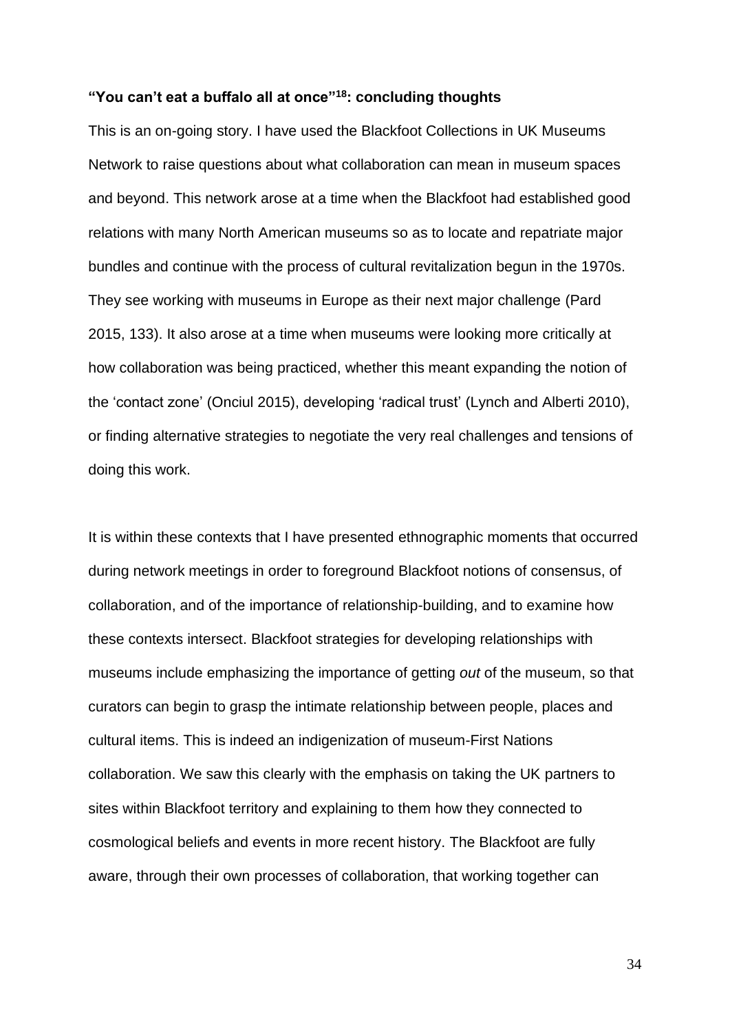### **"You can't eat a buffalo all at once"[18]: concluding thoughts**

This is an on-going story. I have used the Blackfoot Collections in UK Museums Network to raise questions about what collaboration can mean in museum spaces and beyond. This network arose at a time when the Blackfoot had established good relations with many North American museums so as to locate and repatriate major bundles and continue with the process of cultural revitalization begun in the 1970s. They see working with museums in Europe as their next major challenge (Pard 2015, 133). It also arose at a time when museums were looking more critically at how collaboration was being practiced, whether this meant expanding the notion of the 'contact zone' (Onciul 2015), developing 'radical trust' (Lynch and Alberti 2010), or finding alternative strategies to negotiate the very real challenges and tensions of doing this work.

It is within these contexts that I have presented ethnographic moments that occurred during network meetings in order to foreground Blackfoot notions of consensus, of collaboration, and of the importance of relationship-building, and to examine how these contexts intersect. Blackfoot strategies for developing relationships with museums include emphasizing the importance of getting *out* of the museum, so that curators can begin to grasp the intimate relationship between people, places and cultural items. This is indeed an indigenization of museum-First Nations collaboration. We saw this clearly with the emphasis on taking the UK partners to sites within Blackfoot territory and explaining to them how they connected to cosmological beliefs and events in more recent history. The Blackfoot are fully aware, through their own processes of collaboration, that working together can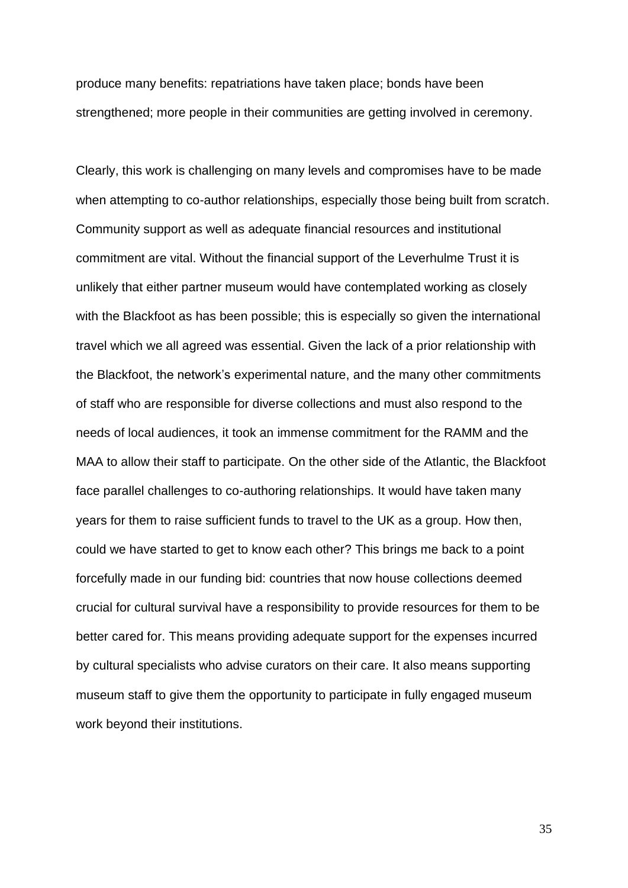produce many benefits: repatriations have taken place; bonds have been strengthened; more people in their communities are getting involved in ceremony.

Clearly, this work is challenging on many levels and compromises have to be made when attempting to co-author relationships, especially those being built from scratch. Community support as well as adequate financial resources and institutional commitment are vital. Without the financial support of the Leverhulme Trust it is unlikely that either partner museum would have contemplated working as closely with the Blackfoot as has been possible; this is especially so given the international travel which we all agreed was essential. Given the lack of a prior relationship with the Blackfoot, the network's experimental nature, and the many other commitments of staff who are responsible for diverse collections and must also respond to the needs of local audiences, it took an immense commitment for the RAMM and the MAA to allow their staff to participate. On the other side of the Atlantic, the Blackfoot face parallel challenges to co-authoring relationships. It would have taken many years for them to raise sufficient funds to travel to the UK as a group. How then, could we have started to get to know each other? This brings me back to a point forcefully made in our funding bid: countries that now house collections deemed crucial for cultural survival have a responsibility to provide resources for them to be better cared for. This means providing adequate support for the expenses incurred by cultural specialists who advise curators on their care. It also means supporting museum staff to give them the opportunity to participate in fully engaged museum work beyond their institutions.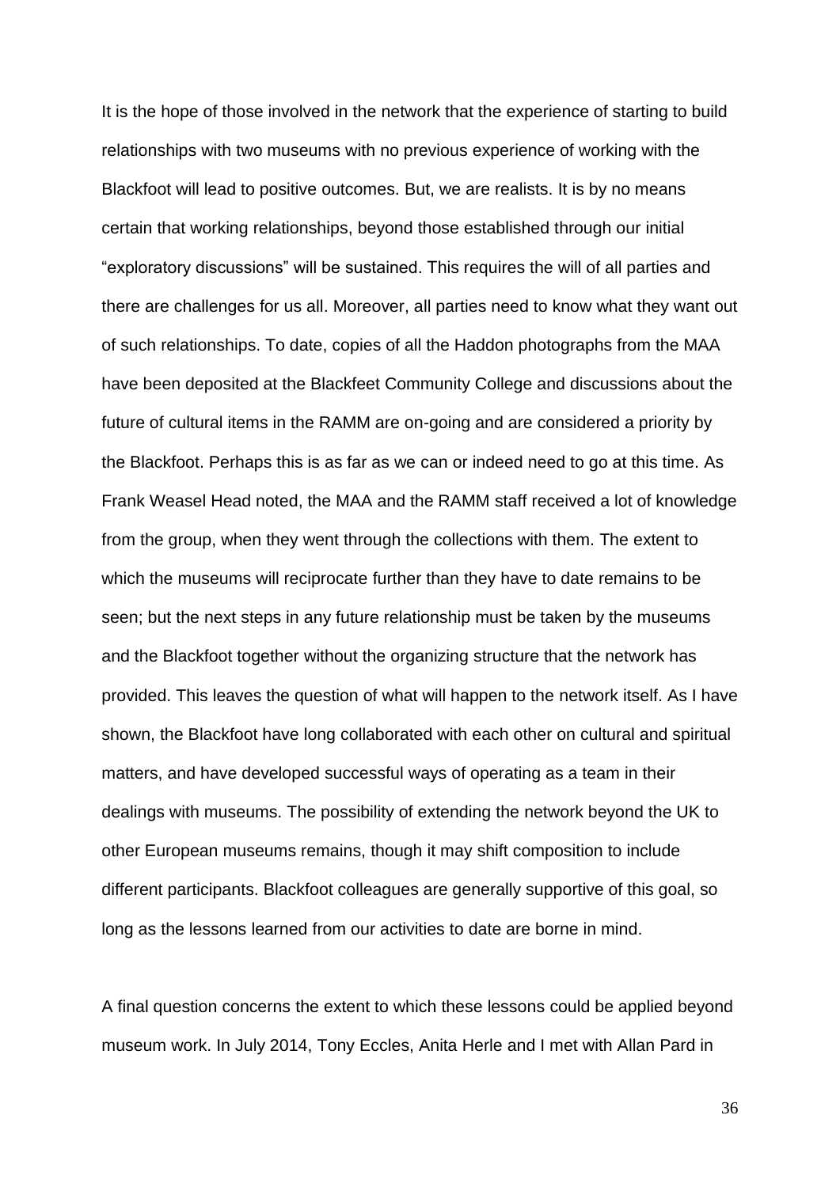It is the hope of those involved in the network that the experience of starting to build relationships with two museums with no previous experience of working with the Blackfoot will lead to positive outcomes. But, we are realists. It is by no means certain that working relationships, beyond those established through our initial "exploratory discussions" will be sustained. This requires the will of all parties and there are challenges for us all. Moreover, all parties need to know what they want out of such relationships. To date, copies of all the Haddon photographs from the MAA have been deposited at the Blackfeet Community College and discussions about the future of cultural items in the RAMM are on-going and are considered a priority by the Blackfoot. Perhaps this is as far as we can or indeed need to go at this time. As Frank Weasel Head noted, the MAA and the RAMM staff received a lot of knowledge from the group, when they went through the collections with them. The extent to which the museums will reciprocate further than they have to date remains to be seen; but the next steps in any future relationship must be taken by the museums and the Blackfoot together without the organizing structure that the network has provided. This leaves the question of what will happen to the network itself. As I have shown, the Blackfoot have long collaborated with each other on cultural and spiritual matters, and have developed successful ways of operating as a team in their dealings with museums. The possibility of extending the network beyond the UK to other European museums remains, though it may shift composition to include different participants. Blackfoot colleagues are generally supportive of this goal, so long as the lessons learned from our activities to date are borne in mind.

A final question concerns the extent to which these lessons could be applied beyond museum work. In July 2014, Tony Eccles, Anita Herle and I met with Allan Pard in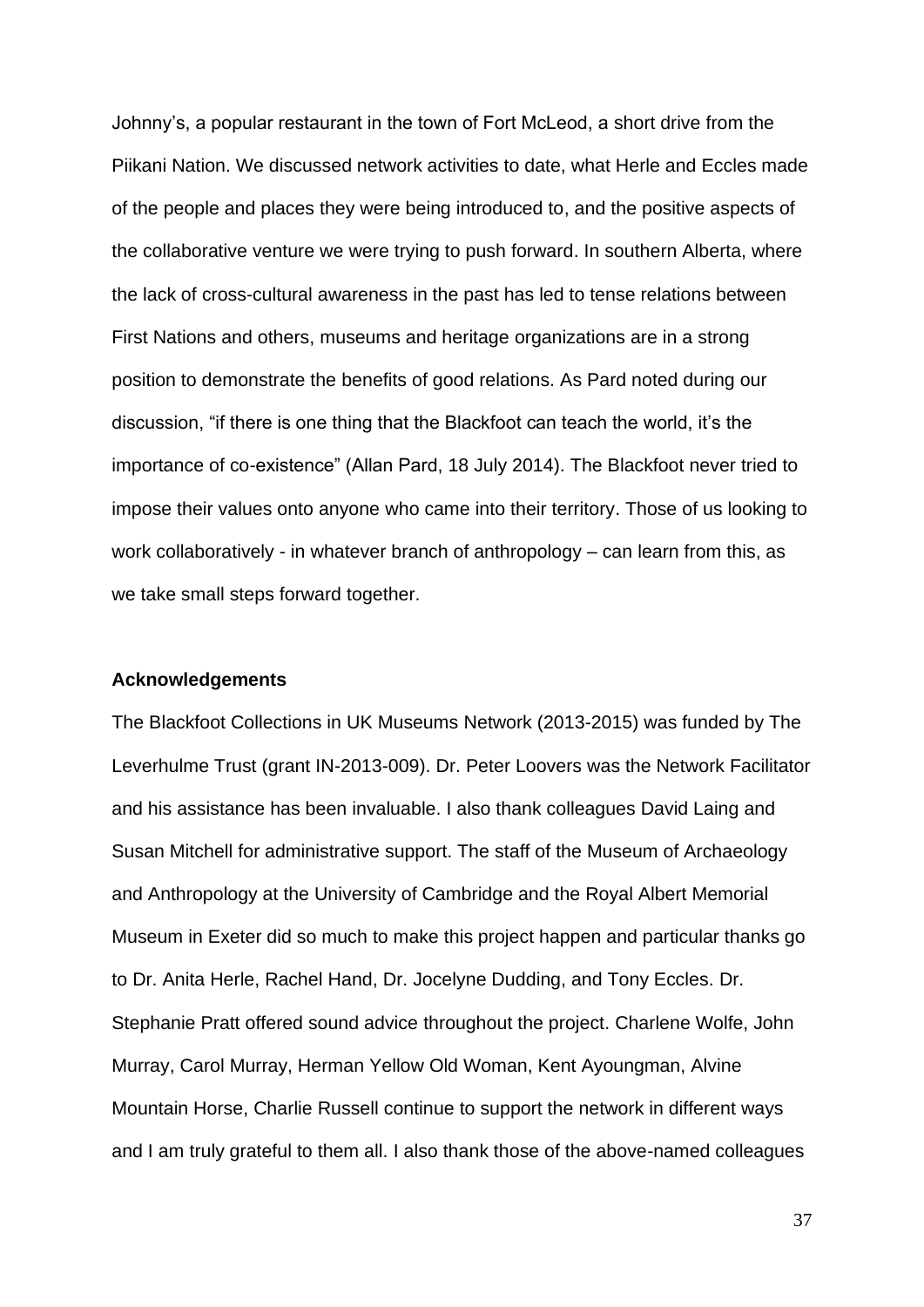Johnny's, a popular restaurant in the town of Fort McLeod, a short drive from the Piikani Nation. We discussed network activities to date, what Herle and Eccles made of the people and places they were being introduced to, and the positive aspects of the collaborative venture we were trying to push forward. In southern Alberta, where the lack of cross-cultural awareness in the past has led to tense relations between First Nations and others, museums and heritage organizations are in a strong position to demonstrate the benefits of good relations. As Pard noted during our discussion, "if there is one thing that the Blackfoot can teach the world, it's the importance of co-existence" (Allan Pard, 18 July 2014). The Blackfoot never tried to impose their values onto anyone who came into their territory. Those of us looking to work collaboratively - in whatever branch of anthropology – can learn from this, as we take small steps forward together.

**Acknowledgements**

The Blackfoot Collections in UK Museums Network (2013-2015) was funded by The Leverhulme Trust (grant IN-2013-009). Dr. Peter Loovers was the Network Facilitator and his assistance has been invaluable. I also thank colleagues David Laing and Susan Mitchell for administrative support. The staff of the Museum of Archaeology and Anthropology at the University of Cambridge and the Royal Albert Memorial Museum in Exeter did so much to make this project happen and particular thanks go to Dr. Anita Herle, Rachel Hand, Dr. Jocelyne Dudding, and Tony Eccles. Dr. Stephanie Pratt offered sound advice throughout the project. Charlene Wolfe, John Murray, Carol Murray, Herman Yellow Old Woman, Kent Ayoungman, Alvine Mountain Horse, Charlie Russell continue to support the network in different ways and I am truly grateful to them all. I also thank those of the above-named colleagues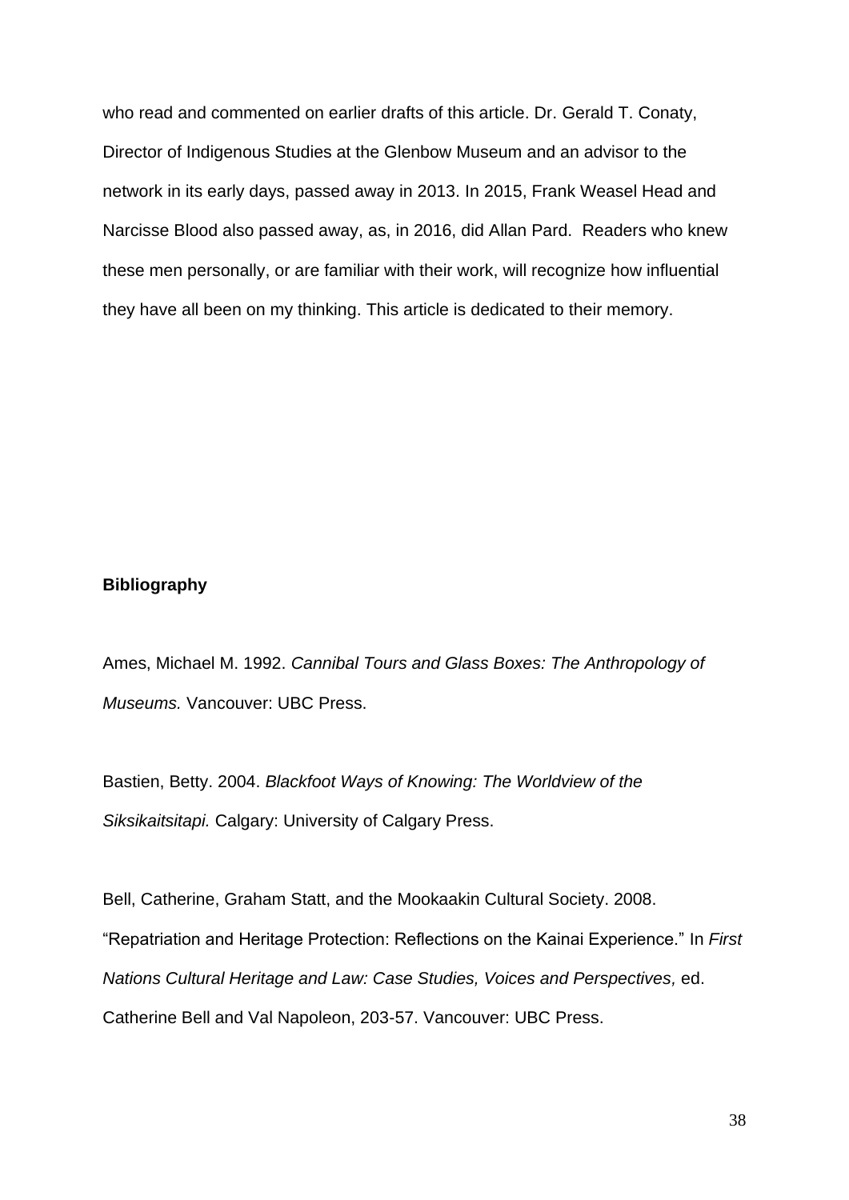who read and commented on earlier drafts of this article. Dr. Gerald T. Conaty, Director of Indigenous Studies at the Glenbow Museum and an advisor to the network in its early days, passed away in 2013. In 2015, Frank Weasel Head and Narcisse Blood also passed away, as, in 2016, did Allan Pard. Readers who knew these men personally, or are familiar with their work, will recognize how influential they have all been on my thinking. This article is dedicated to their memory.

## Bibliography

Ames, Michael M. 1992. *Cannibal Tours and Glass Boxes: The Anthropology of Museums.* Vancouver: UBC Press.

Bastien, Betty. 2004. *Blackfoot Ways of Knowing: The Worldview of the Siksikaitsitapi.* Calgary: University of Calgary Press.

Bell, Catherine, Graham Statt, and the Mookaakin Cultural Society. 2008. "Repatriation and Heritage Protection: Reflections on the Kainai Experience." In *First Nations Cultural Heritage and Law: Case Studies, Voices and Perspectives,* ed. Catherine Bell and Val Napoleon, 203-57. Vancouver: UBC Press.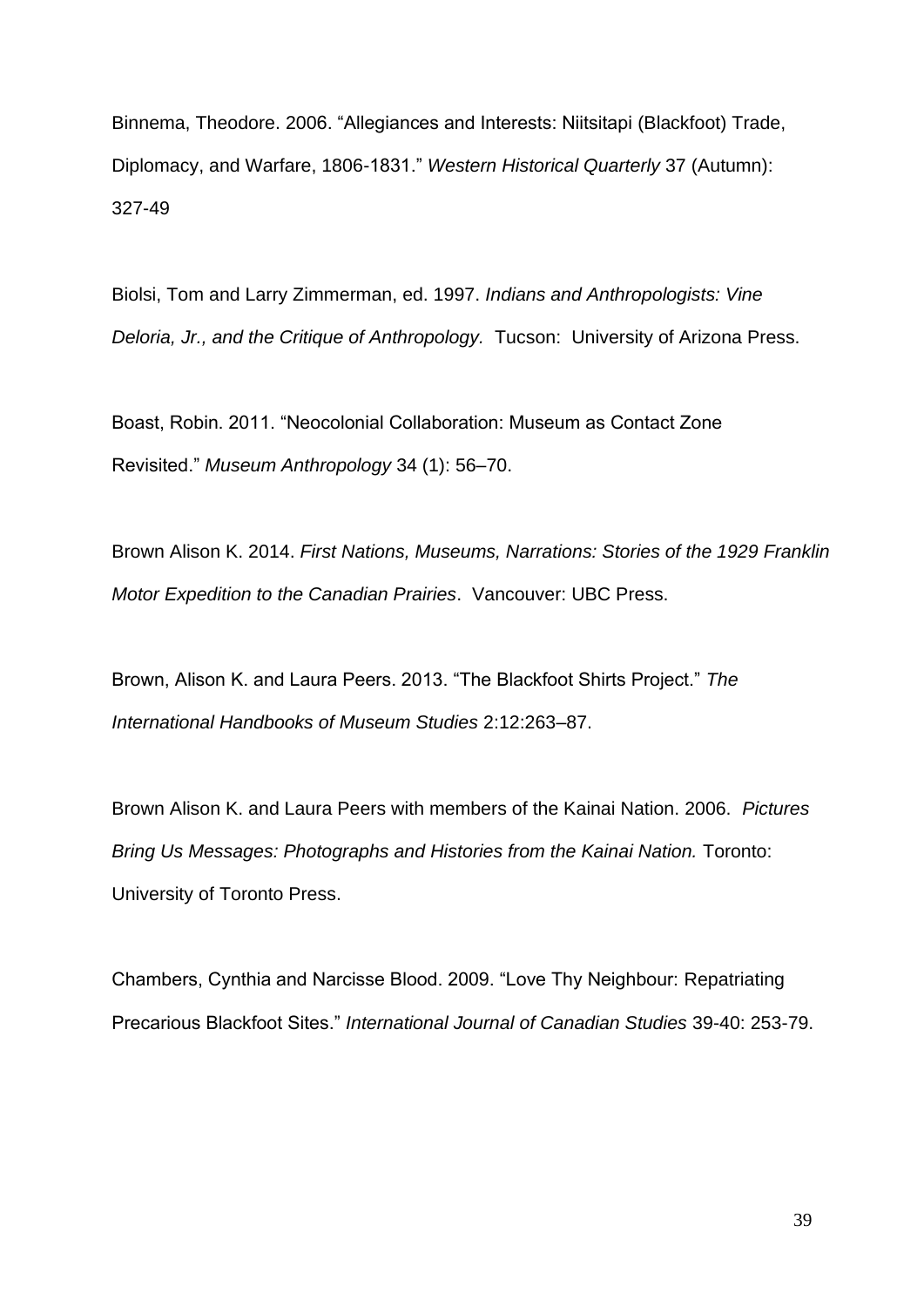Binnema, Theodore. 2006. “Allegiances and Interests: Niitsitapi (Blackfoot) Trade, Diplomacy, and Warfare, 1806-1831.” *Western Historical Quarterly* 37 (Autumn): 327-49

Biolsi, Tom and Larry Zimmerman, ed. 1997. *Indians and Anthropologists: Vine Deloria, Jr., and the Critique of Anthropology.* Tucson: University of Arizona Press.

Boast, Robin. 2011. “Neocolonial Collaboration: Museum as Contact Zone Revisited.” *Museum Anthropology* 34 (1): 56–70.

Brown Alison K. 2014. *First Nations, Museums, Narrations: Stories of the 1929 Franklin Motor Expedition to the Canadian Prairies*. Vancouver: UBC Press.

Brown, Alison K. and Laura Peers. 2013. “The Blackfoot Shirts Project.” *The International Handbooks of Museum Studies* 2:12:263–87.

Brown Alison K. and Laura Peers with members of the Kainai Nation. 2006. *Pictures Bring Us Messages: Photographs and Histories from the Kainai Nation.* Toronto: University of Toronto Press.

Chambers, Cynthia and Narcisse Blood. 2009. “Love Thy Neighbour: Repatriating Precarious Blackfoot Sites.” *International Journal of Canadian Studies* 39-40: 253-79.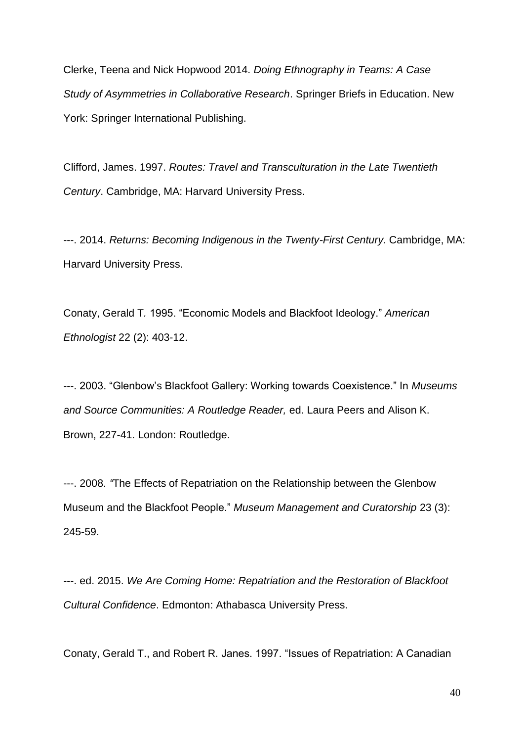Clerke, Teena and Nick Hopwood 2014. *Doing Ethnography in Teams: A Case Study of Asymmetries in Collaborative Research*. Springer Briefs in Education. New York: Springer International Publishing.

Clifford, James. 1997. *Routes: Travel and Transculturation in the Late Twentieth Century*. Cambridge, MA: Harvard University Press.

---. 2014. *Returns: Becoming Indigenous in the Twenty-First Century*. Cambridge, MA: Harvard University Press.

Conaty, Gerald T. 1995. "Economic Models and Blackfoot Ideology." *American Ethnologist* 22 (2): 403-12.

---. 2003. "Glenbow's Blackfoot Gallery: Working towards Coexistence." In *Museums and Source Communities: A Routledge Reader,* ed. Laura Peers and Alison K. Brown, 227-41. London: Routledge.

---. 2008. "The Effects of Repatriation on the Relationship between the Glenbow Museum and the Blackfoot People." *Museum Management and Curatorship* 23 (3): 245-59.

---. ed. 2015. *We Are Coming Home: Repatriation and the Restoration of Blackfoot Cultural Confidence*. Edmonton: Athabasca University Press.

Conaty, Gerald T., and Robert R. Janes. 1997. "Issues of Repatriation: A Canadian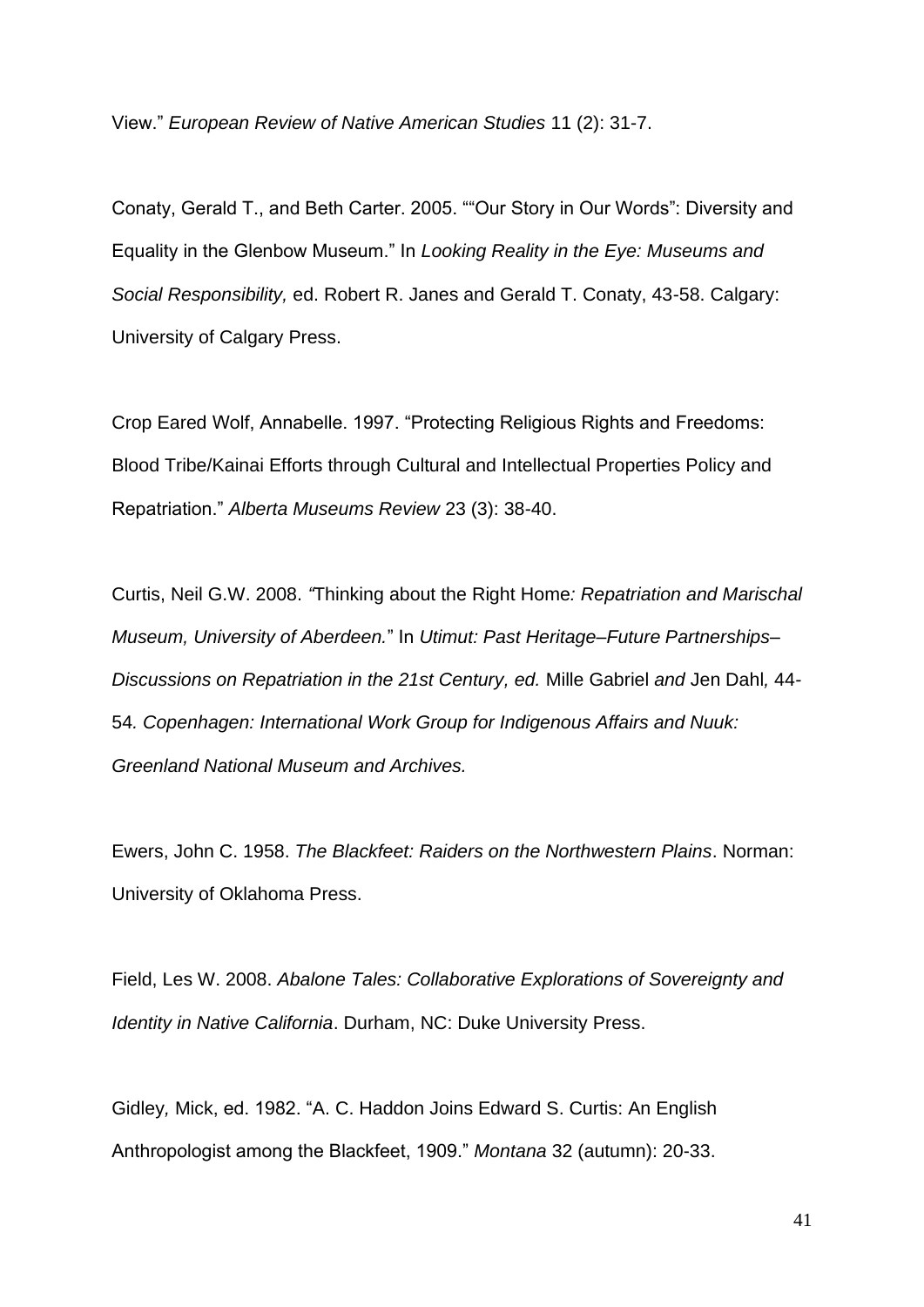View." *European Review of Native American Studies* 11 (2): 31-7.

Conaty, Gerald T., and Beth Carter. 2005. ""Our Story in Our Words": Diversity and Equality in the Glenbow Museum." In *Looking Reality in the Eye: Museums and Social Responsibility,* ed. Robert R. Janes and Gerald T. Conaty, 43-58. Calgary: University of Calgary Press.

Crop Eared Wolf, Annabelle. 1997. "Protecting Religious Rights and Freedoms: Blood Tribe/Kainai Efforts through Cultural and Intellectual Properties Policy and Repatriation." *Alberta Museums Review* 23 (3): 38-40.

Curtis, Neil G.W. 2008. *"*Thinking about the Right Home*: Repatriation and Marischal Museum, University of Aberdeen.*" In *Utimut: Past Heritage–Future Partnerships–Discussions on Repatriation in the 21st Century, ed.* Mille Gabriel *and* Jen Dahl*,* 44-54*. Copenhagen: International Work Group for Indigenous Affairs and Nuuk: Greenland National Museum and Archives.*

Ewers, John C. 1958. *The Blackfeet: Raiders on the Northwestern Plains*. Norman: University of Oklahoma Press.

Field, Les W. 2008. *Abalone Tales: Collaborative Explorations of Sovereignty and Identity in Native California*. Durham, NC: Duke University Press.

Gidley*,* Mick, ed. 1982. "A. C. Haddon Joins Edward S. Curtis: An English Anthropologist among the Blackfeet, 1909." *Montana* 32 (autumn): 20-33.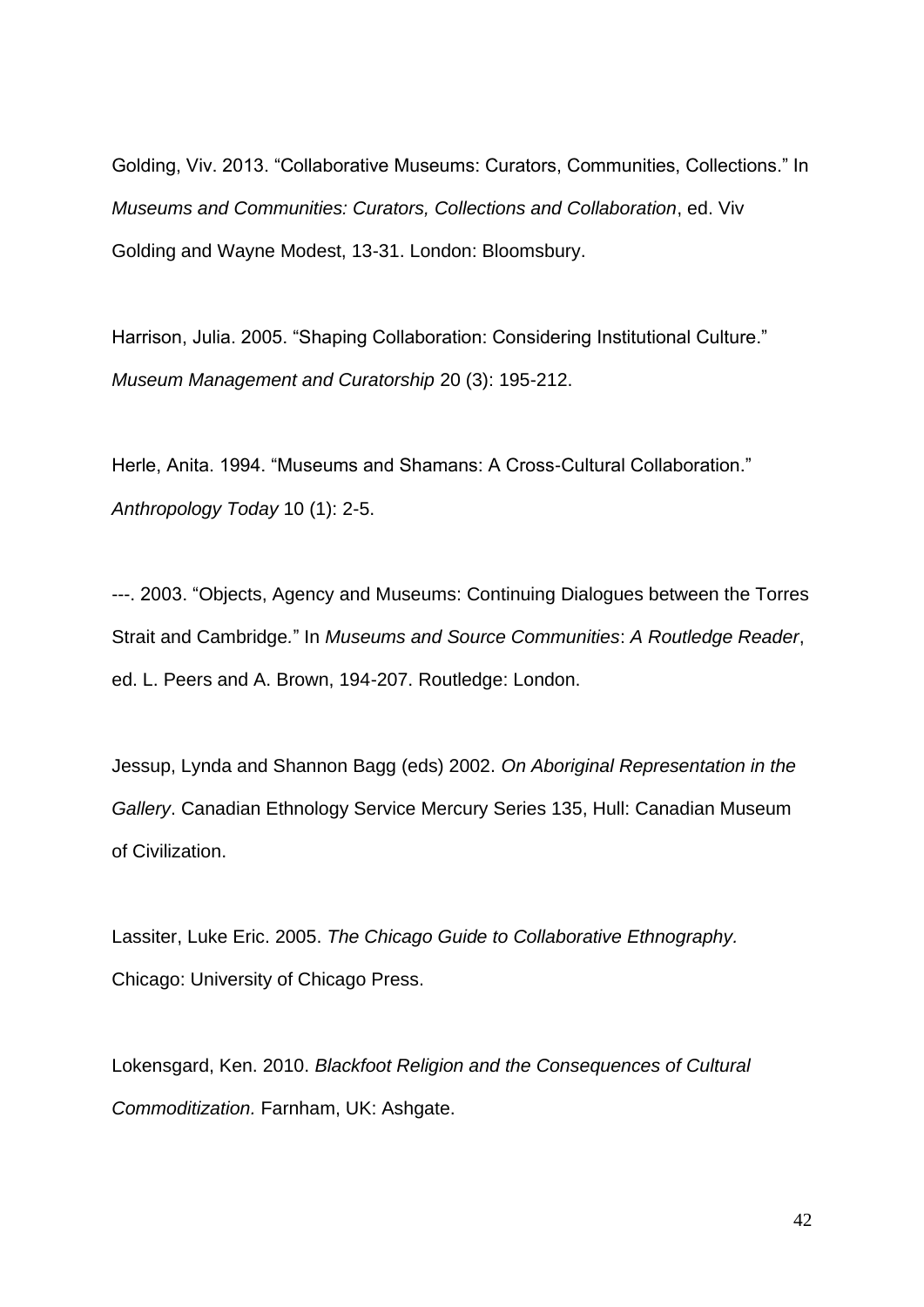Golding, Viv. 2013. “Collaborative Museums: Curators, Communities, Collections.” In *Museums and Communities: Curators, Collections and Collaboration*, ed. Viv Golding and Wayne Modest, 13-31. London: Bloomsbury.

Harrison, Julia. 2005. “Shaping Collaboration: Considering Institutional Culture.” *Museum Management and Curatorship* 20 (3): 195-212.

Herle, Anita. 1994. “Museums and Shamans: A Cross-Cultural Collaboration.” *Anthropology Today* 10 (1): 2-5.

---. 2003. “Objects, Agency and Museums: Continuing Dialogues between the Torres Strait and Cambridge.” In *Museums and Source Communities*: *A Routledge Reader*, ed. L. Peers and A. Brown, 194-207. Routledge: London.

Jessup, Lynda and Shannon Bagg (eds) 2002. *On Aboriginal Representation in the Gallery*. Canadian Ethnology Service Mercury Series 135, Hull: Canadian Museum of Civilization.

Lassiter, Luke Eric. 2005. *The Chicago Guide to Collaborative Ethnography.* Chicago: University of Chicago Press.

Lokensgard, Ken. 2010. *Blackfoot Religion and the Consequences of Cultural Commoditization.* Farnham, UK: Ashgate.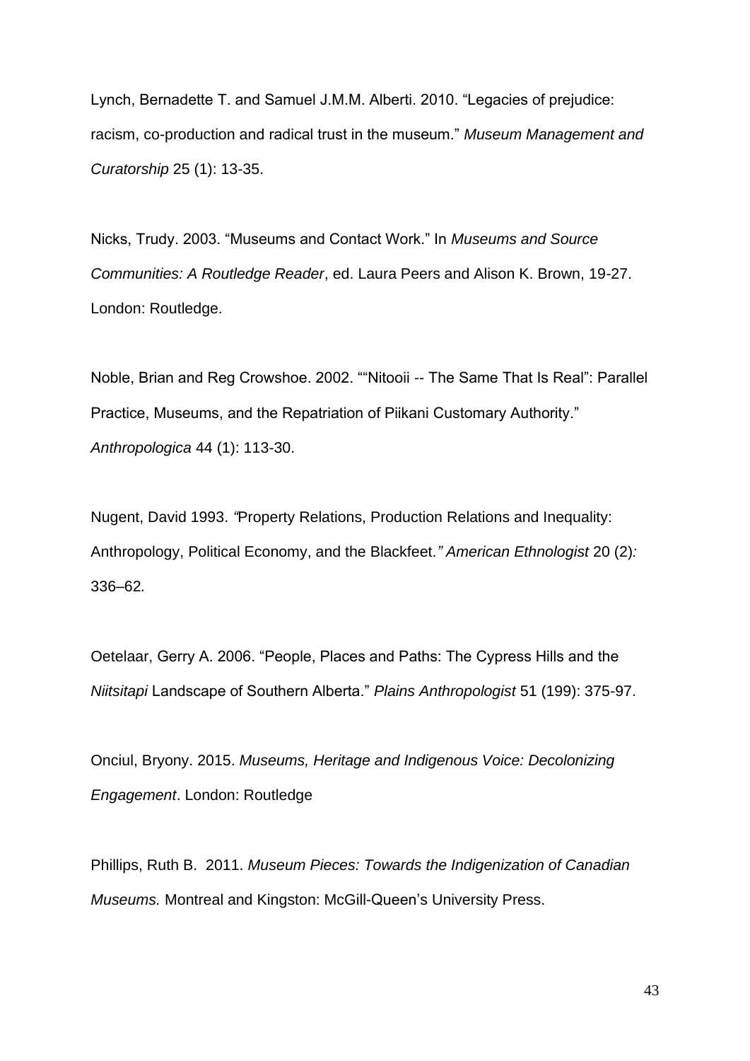Lynch, Bernadette T. and Samuel J.M.M. Alberti. 2010. "Legacies of prejudice: racism, co-production and radical trust in the museum." *Museum Management and Curatorship* 25 (1): 13-35.

Nicks, Trudy. 2003. "Museums and Contact Work." In *Museums and Source Communities: A Routledge Reader*, ed. Laura Peers and Alison K. Brown, 19-27. London: Routledge.

Noble, Brian and Reg Crowshoe. 2002. ""Nitooii -- The Same That Is Real": Parallel Practice, Museums, and the Repatriation of Piikani Customary Authority." *Anthropologica* 44 (1): 113-30.

Nugent, David 1993. *"*Property Relations, Production Relations and Inequality: Anthropology, Political Economy, and the Blackfeet*." American Ethnologist* 20 (2)*:* 336–62*.*

Oetelaar, Gerry A. 2006. "People, Places and Paths: The Cypress Hills and the *Niitsitapi* Landscape of Southern Alberta." *Plains Anthropologist* 51 (199): 375-97.

Onciul, Bryony. 2015. *Museums, Heritage and Indigenous Voice: Decolonizing Engagement*. London: Routledge

Phillips, Ruth B. 2011. *Museum Pieces: Towards the Indigenization of Canadian Museums.* Montreal and Kingston: McGill-Queen's University Press.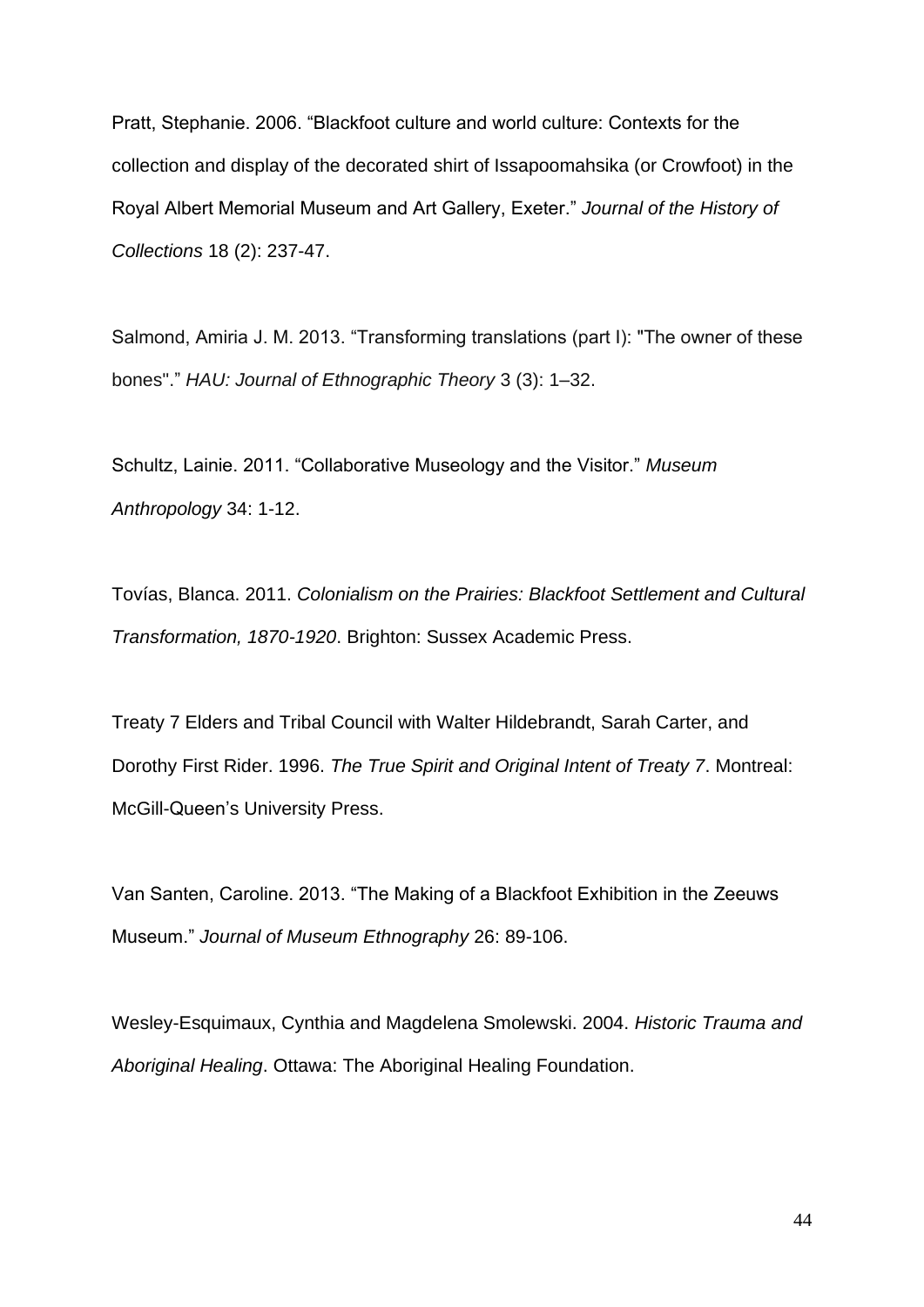Pratt, Stephanie. 2006. “Blackfoot culture and world culture: Contexts for the collection and display of the decorated shirt of Issapoomahsika (or Crowfoot) in the Royal Albert Memorial Museum and Art Gallery, Exeter.” *Journal of the History of Collections* 18 (2): 237-47.

Salmond, Amiria J. M. 2013. “Transforming translations (part I): "The owner of these bones".” *HAU: Journal of Ethnographic Theory* 3 (3): 1–32.

Schultz, Lainie. 2011. “Collaborative Museology and the Visitor.” *Museum Anthropology* 34: 1-12.

Tovías, Blanca. 2011. *Colonialism on the Prairies: Blackfoot Settlement and Cultural Transformation, 1870-1920*. Brighton: Sussex Academic Press.

Treaty 7 Elders and Tribal Council with Walter Hildebrandt, Sarah Carter, and Dorothy First Rider. 1996. *The True Spirit and Original Intent of Treaty 7*. Montreal: McGill-Queen’s University Press.

Van Santen, Caroline. 2013. “The Making of a Blackfoot Exhibition in the Zeeuws Museum.” *Journal of Museum Ethnography* 26: 89-106.

Wesley-Esquimaux, Cynthia and Magdelena Smolewski. 2004. *Historic Trauma and Aboriginal Healing*. Ottawa: The Aboriginal Healing Foundation.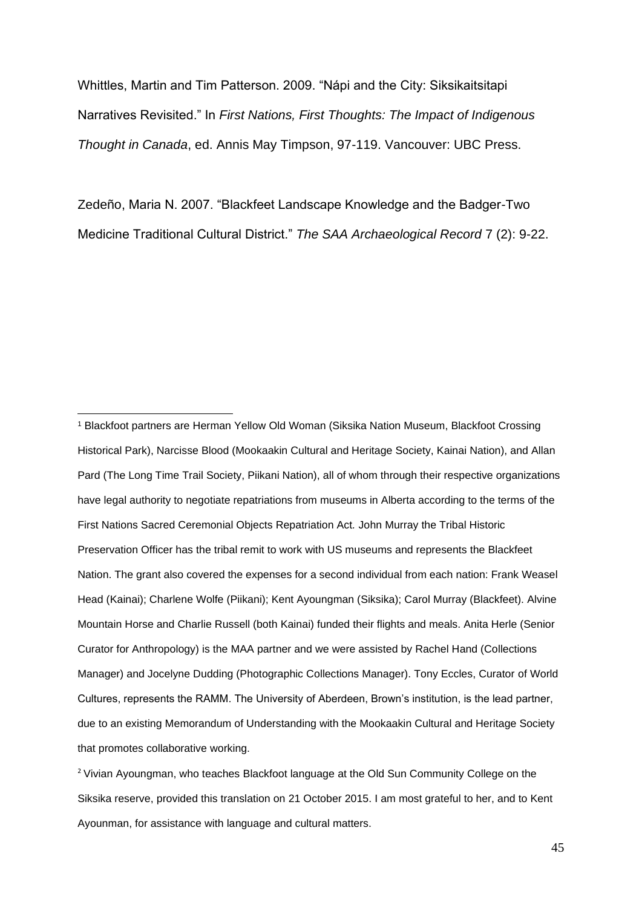Whittles, Martin and Tim Patterson. 2009. "Nápi and the City: Siksikaitsitapi Narratives Revisited." In *First Nations, First Thoughts: The Impact of Indigenous Thought in Canada*, ed. Annis May Timpson, 97-119. Vancouver: UBC Press.

Zedeño, Maria N. 2007. "Blackfeet Landscape Knowledge and the Badger-Two Medicine Traditional Cultural District." *The SAA Archaeological Record* 7 (2): 9-22.

---

[1] Blackfoot partners are Herman Yellow Old Woman (Siksika Nation Museum, Blackfoot Crossing Historical Park), Narcisse Blood (Mookaakin Cultural and Heritage Society, Kainai Nation), and Allan Pard (The Long Time Trail Society, Piikani Nation), all of whom through their respective organizations have legal authority to negotiate repatriations from museums in Alberta according to the terms of the First Nations Sacred Ceremonial Objects Repatriation Act. John Murray the Tribal Historic Preservation Officer has the tribal remit to work with US museums and represents the Blackfeet Nation. The grant also covered the expenses for a second individual from each nation: Frank Weasel Head (Kainai); Charlene Wolfe (Piikani); Kent Ayoungman (Siksika); Carol Murray (Blackfeet). Alvine Mountain Horse and Charlie Russell (both Kainai) funded their flights and meals. Anita Herle (Senior Curator for Anthropology) is the MAA partner and we were assisted by Rachel Hand (Collections Manager) and Jocelyne Dudding (Photographic Collections Manager). Tony Eccles, Curator of World Cultures, represents the RAMM. The University of Aberdeen, Brown's institution, is the lead partner, due to an existing Memorandum of Understanding with the Mookaakin Cultural and Heritage Society that promotes collaborative working.

[2] Vivian Ayoungman, who teaches Blackfoot language at the Old Sun Community College on the Siksika reserve, provided this translation on 21 October 2015. I am most grateful to her, and to Kent Ayounman, for assistance with language and cultural matters.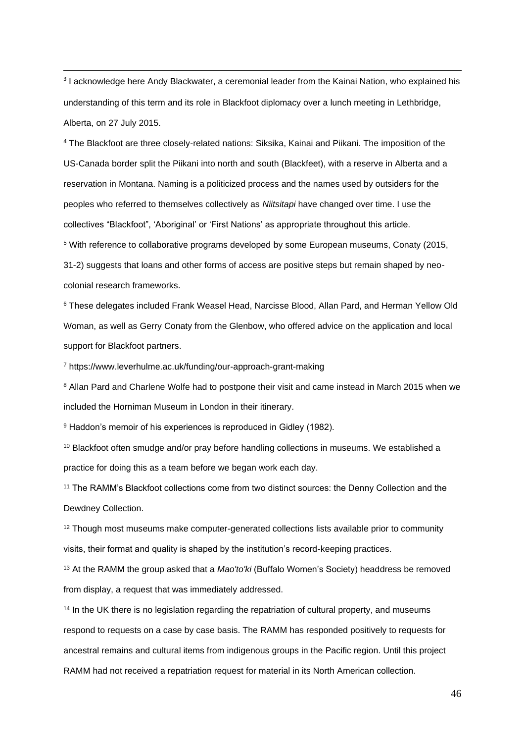[3] I acknowledge here Andy Blackwater, a ceremonial leader from the Kainai Nation, who explained his understanding of this term and its role in Blackfoot diplomacy over a lunch meeting in Lethbridge, Alberta, on 27 July 2015.

[4] The Blackfoot are three closely-related nations: Siksika, Kainai and Piikani. The imposition of the US-Canada border split the Piikani into north and south (Blackfeet), with a reserve in Alberta and a reservation in Montana. Naming is a politicized process and the names used by outsiders for the peoples who referred to themselves collectively as *Niitsitapi* have changed over time. I use the collectives "Blackfoot", 'Aboriginal' or 'First Nations' as appropriate throughout this article.

[5] With reference to collaborative programs developed by some European museums, Conaty (2015, 31-2) suggests that loans and other forms of access are positive steps but remain shaped by neo-colonial research frameworks.

[6] These delegates included Frank Weasel Head, Narcisse Blood, Allan Pard, and Herman Yellow Old Woman, as well as Gerry Conaty from the Glenbow, who offered advice on the application and local support for Blackfoot partners.

[7] https://www.leverhulme.ac.uk/funding/our-approach-grant-making

[8] Allan Pard and Charlene Wolfe had to postpone their visit and came instead in March 2015 when we included the Horniman Museum in London in their itinerary.

[9] Haddon's memoir of his experiences is reproduced in Gidley (1982).

[10] Blackfoot often smudge and/or pray before handling collections in museums. We established a practice for doing this as a team before we began work each day.

[11] The RAMM's Blackfoot collections come from two distinct sources: the Denny Collection and the Dewdney Collection.

[12] Though most museums make computer-generated collections lists available prior to community visits, their format and quality is shaped by the institution's record-keeping practices.

[13] At the RAMM the group asked that a *Mao'to'ki* (Buffalo Women's Society) headdress be removed from display, a request that was immediately addressed.

[14] In the UK there is no legislation regarding the repatriation of cultural property, and museums respond to requests on a case by case basis. The RAMM has responded positively to requests for ancestral remains and cultural items from indigenous groups in the Pacific region. Until this project RAMM had not received a repatriation request for material in its North American collection.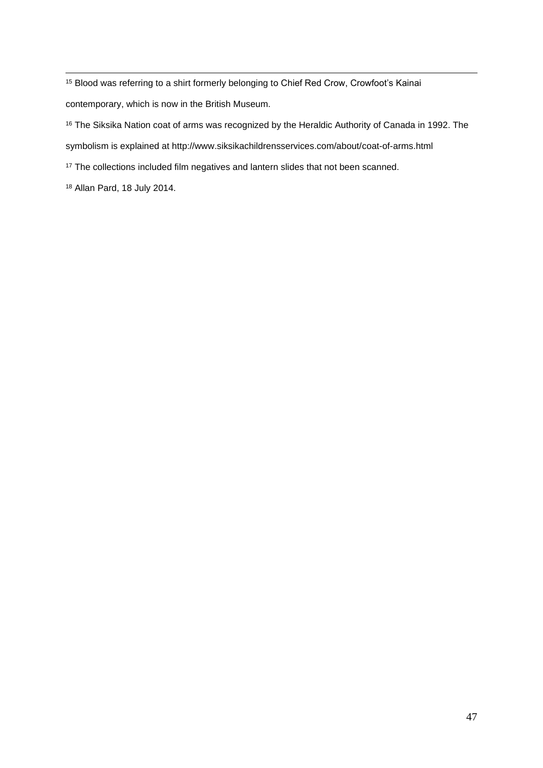[15] Blood was referring to a shirt formerly belonging to Chief Red Crow, Crowfoot's Kainai contemporary, which is now in the British Museum.

[16] The Siksika Nation coat of arms was recognized by the Heraldic Authority of Canada in 1992. The symbolism is explained at http://www.siksikachildrensservices.com/about/coat-of-arms.html

[17] The collections included film negatives and lantern slides that not been scanned.

[18] Allan Pard, 18 July 2014.